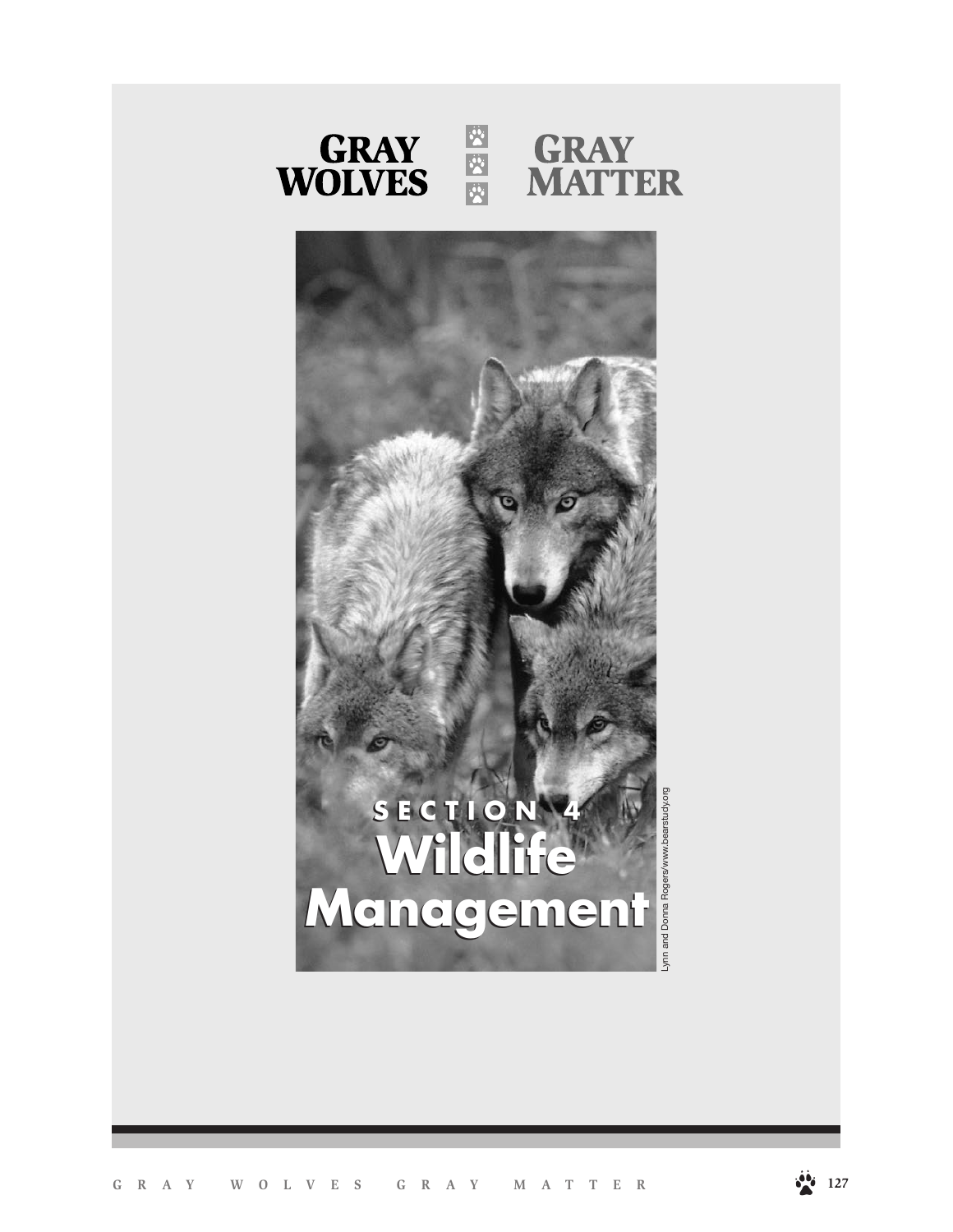# GRAY WOLVES GRAY MATTER

## SECTION 4

# Wildlife Management

Lynn and Donna Rogers/www.bearstudy.org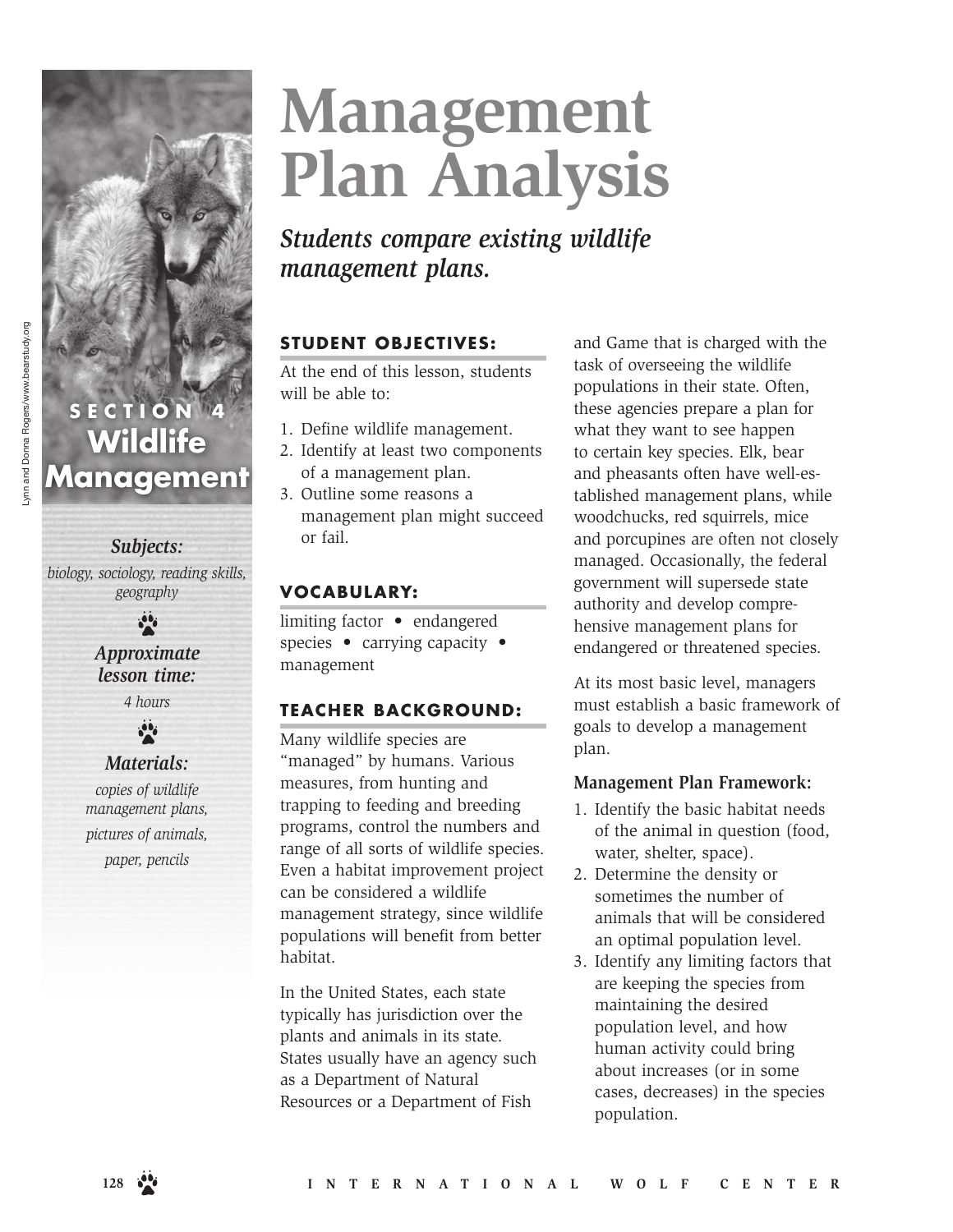SECTION 4
**Wildlife Management**

***Subjects:***
*biology, sociology, reading skills, geography*

***Approximate lesson time:***
*4 hours*

***Materials:***
*copies of wildlife management plans, pictures of animals, paper, pencils*

# Management Plan Analysis

## *Students compare existing wildlife management plans.*

### STUDENT OBJECTIVES:

At the end of this lesson, students will be able to:

1. Define wildlife management.
2. Identify at least two components of a management plan.
3. Outline some reasons a management plan might succeed or fail.

### VOCABULARY:

limiting factor • endangered species • carrying capacity • management

### TEACHER BACKGROUND:

Many wildlife species are "managed" by humans. Various measures, from hunting and trapping to feeding and breeding programs, control the numbers and range of all sorts of wildlife species. Even a habitat improvement project can be considered a wildlife management strategy, since wildlife populations will benefit from better habitat.

In the United States, each state typically has jurisdiction over the plants and animals in its state. States usually have an agency such as a Department of Natural Resources or a Department of Fish and Game that is charged with the task of overseeing the wildlife populations in their state. Often, these agencies prepare a plan for what they want to see happen to certain key species. Elk, bear and pheasants often have well-established management plans, while woodchucks, red squirrels, mice and porcupines are often not closely managed. Occasionally, the federal government will supersede state authority and develop comprehensive management plans for endangered or threatened species.

At its most basic level, managers must establish a basic framework of goals to develop a management plan.

**Management Plan Framework:**

1. Identify the basic habitat needs of the animal in question (food, water, shelter, space).
2. Determine the density or sometimes the number of animals that will be considered an optimal population level.
3. Identify any limiting factors that are keeping the species from maintaining the desired population level, and how human activity could bring about increases (or in some cases, decreases) in the species population.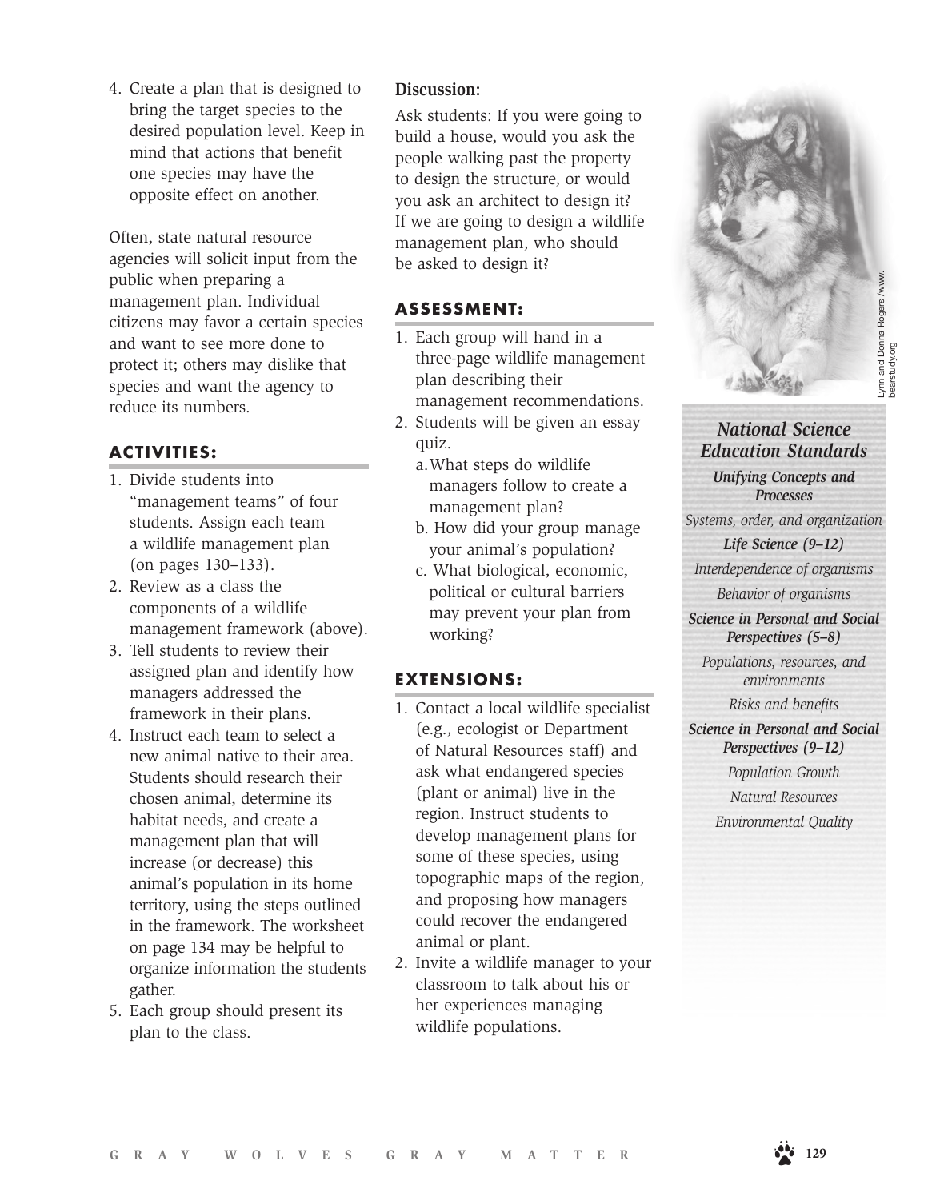4. Create a plan that is designed to bring the target species to the desired population level. Keep in mind that actions that benefit one species may have the opposite effect on another.

Often, state natural resource agencies will solicit input from the public when preparing a management plan. Individual citizens may favor a certain species and want to see more done to protect it; others may dislike that species and want the agency to reduce its numbers.

## ACTIVITIES:

1. Divide students into "management teams" of four students. Assign each team a wildlife management plan (on pages 130–133).
2. Review as a class the components of a wildlife management framework (above).
3. Tell students to review their assigned plan and identify how managers addressed the framework in their plans.
4. Instruct each team to select a new animal native to their area. Students should research their chosen animal, determine its habitat needs, and create a management plan that will increase (or decrease) this animal's population in its home territory, using the steps outlined in the framework. The worksheet on page 134 may be helpful to organize information the students gather.
5. Each group should present its plan to the class.

**Discussion:**

Ask students: If you were going to build a house, would you ask the people walking past the property to design the structure, or would you ask an architect to design it? If we are going to design a wildlife management plan, who should be asked to design it?

## ASSESSMENT:

1. Each group will hand in a three-page wildlife management plan describing their management recommendations.
2. Students will be given an essay quiz.
   a. What steps do wildlife managers follow to create a management plan?
   b. How did your group manage your animal's population?
   c. What biological, economic, political or cultural barriers may prevent your plan from working?

## EXTENSIONS:

1. Contact a local wildlife specialist (e.g., ecologist or Department of Natural Resources staff) and ask what endangered species (plant or animal) live in the region. Instruct students to develop management plans for some of these species, using topographic maps of the region, and proposing how managers could recover the endangered animal or plant.
2. Invite a wildlife manager to your classroom to talk about his or her experiences managing wildlife populations.

Lynn and Donna Rogers /www.bearstudy.org

### *National Science Education Standards*

***Unifying Concepts and Processes***

*Systems, order, and organization*

***Life Science (9–12)***

*Interdependence of organisms*

*Behavior of organisms*

***Science in Personal and Social Perspectives (5–8)***

*Populations, resources, and environments*

*Risks and benefits*

***Science in Personal and Social Perspectives (9–12)***

*Population Growth*

*Natural Resources*

*Environmental Quality*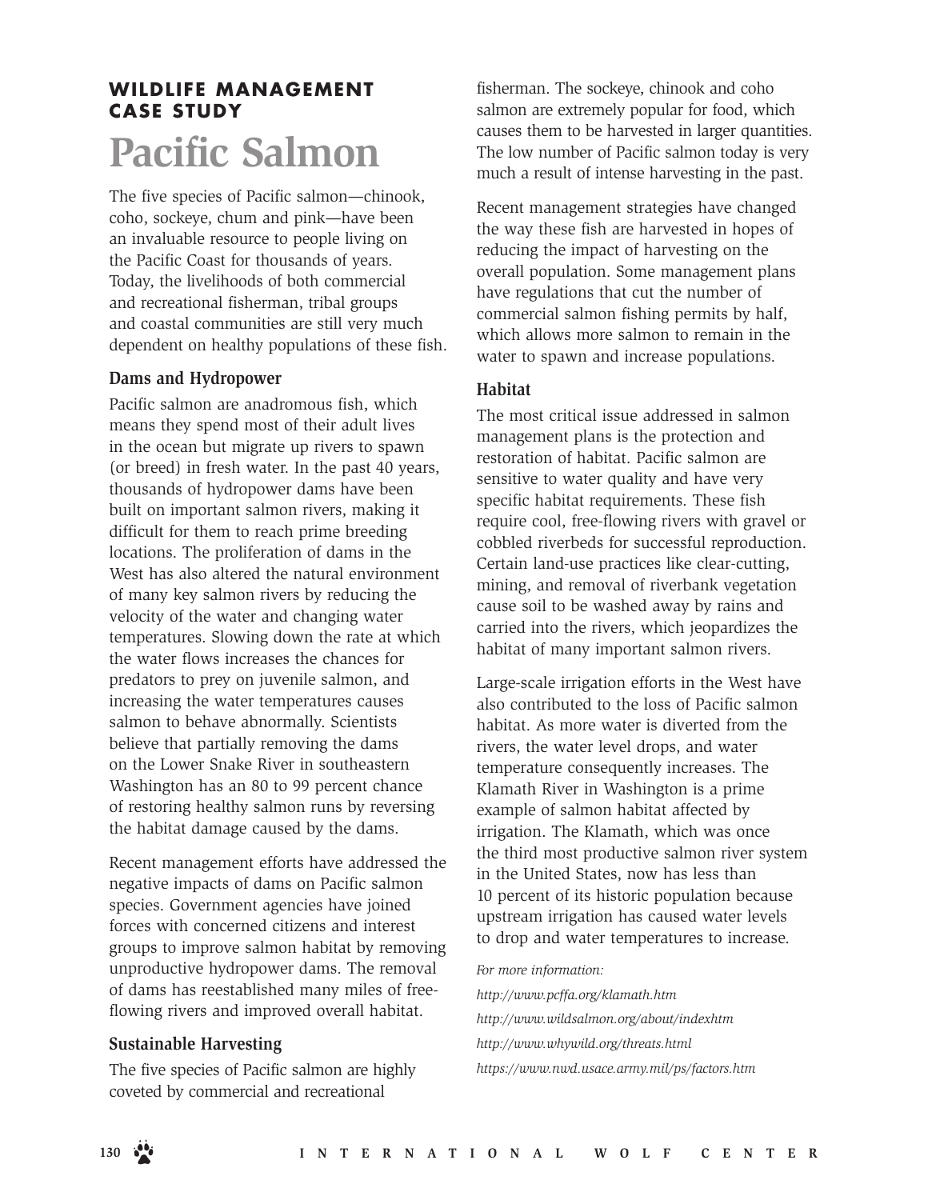**WILDLIFE MANAGEMENT CASE STUDY**

# Pacific Salmon

The five species of Pacific salmon—chinook, coho, sockeye, chum and pink—have been an invaluable resource to people living on the Pacific Coast for thousands of years. Today, the livelihoods of both commercial and recreational fisherman, tribal groups and coastal communities are still very much dependent on healthy populations of these fish.

### Dams and Hydropower

Pacific salmon are anadromous fish, which means they spend most of their adult lives in the ocean but migrate up rivers to spawn (or breed) in fresh water. In the past 40 years, thousands of hydropower dams have been built on important salmon rivers, making it difficult for them to reach prime breeding locations. The proliferation of dams in the West has also altered the natural environment of many key salmon rivers by reducing the velocity of the water and changing water temperatures. Slowing down the rate at which the water flows increases the chances for predators to prey on juvenile salmon, and increasing the water temperatures causes salmon to behave abnormally. Scientists believe that partially removing the dams on the Lower Snake River in southeastern Washington has an 80 to 99 percent chance of restoring healthy salmon runs by reversing the habitat damage caused by the dams.

Recent management efforts have addressed the negative impacts of dams on Pacific salmon species. Government agencies have joined forces with concerned citizens and interest groups to improve salmon habitat by removing unproductive hydropower dams. The removal of dams has reestablished many miles of free-flowing rivers and improved overall habitat.

### Sustainable Harvesting

The five species of Pacific salmon are highly coveted by commercial and recreational fisherman. The sockeye, chinook and coho salmon are extremely popular for food, which causes them to be harvested in larger quantities. The low number of Pacific salmon today is very much a result of intense harvesting in the past.

Recent management strategies have changed the way these fish are harvested in hopes of reducing the impact of harvesting on the overall population. Some management plans have regulations that cut the number of commercial salmon fishing permits by half, which allows more salmon to remain in the water to spawn and increase populations.

### Habitat

The most critical issue addressed in salmon management plans is the protection and restoration of habitat. Pacific salmon are sensitive to water quality and have very specific habitat requirements. These fish require cool, free-flowing rivers with gravel or cobbled riverbeds for successful reproduction. Certain land-use practices like clear-cutting, mining, and removal of riverbank vegetation cause soil to be washed away by rains and carried into the rivers, which jeopardizes the habitat of many important salmon rivers.

Large-scale irrigation efforts in the West have also contributed to the loss of Pacific salmon habitat. As more water is diverted from the rivers, the water level drops, and water temperature consequently increases. The Klamath River in Washington is a prime example of salmon habitat affected by irrigation. The Klamath, which was once the third most productive salmon river system in the United States, now has less than 10 percent of its historic population because upstream irrigation has caused water levels to drop and water temperatures to increase.

*For more information:*

*http://www.pcffa.org/klamath.htm*

*http://www.wildsalmon.org/about/indexhtm*

*http://www.whywild.org/threats.html*

*https://www.nwd.usace.army.mil/ps/factors.htm*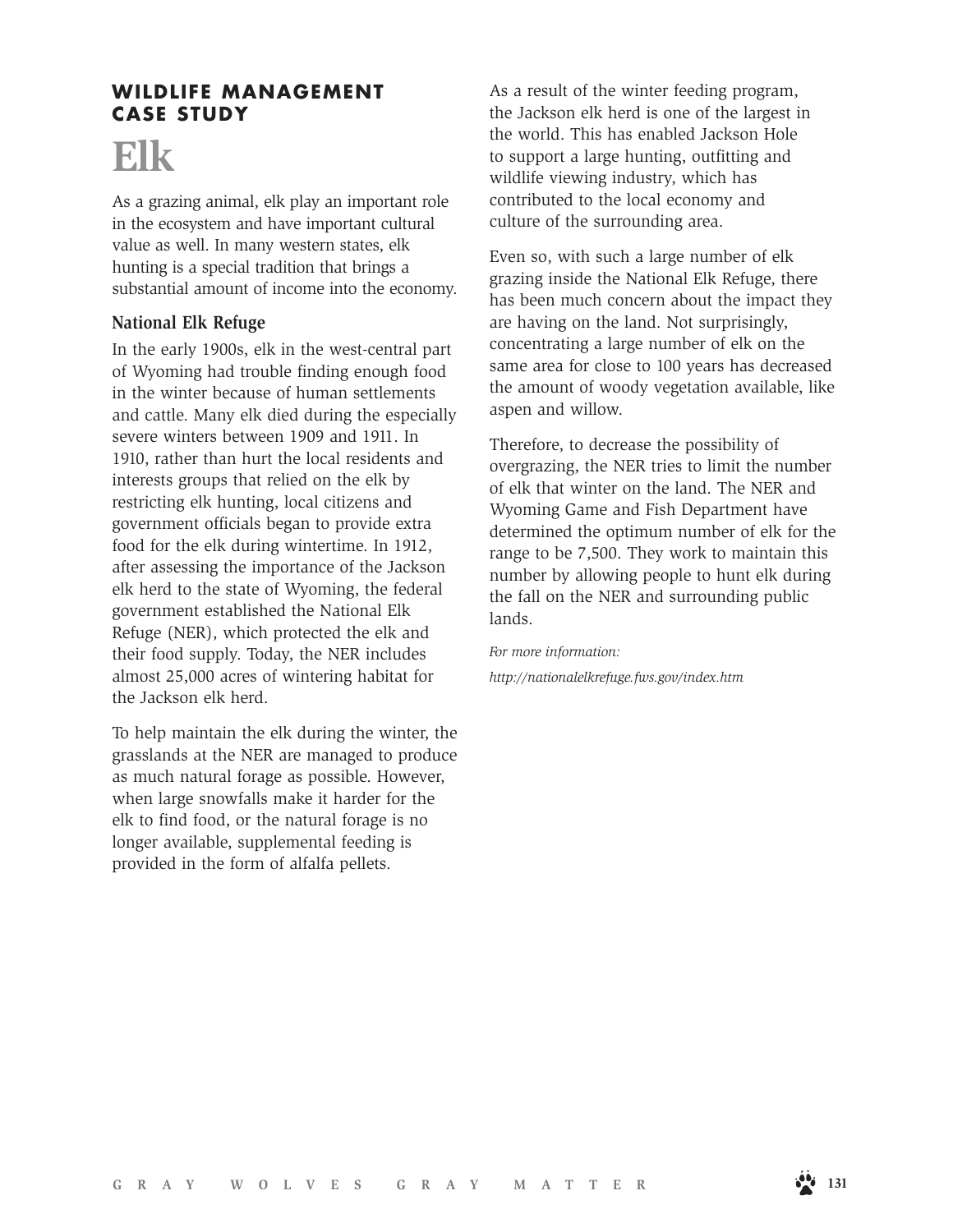## WILDLIFE MANAGEMENT CASE STUDY

# Elk

As a grazing animal, elk play an important role in the ecosystem and have important cultural value as well. In many western states, elk hunting is a special tradition that brings a substantial amount of income into the economy.

### National Elk Refuge

In the early 1900s, elk in the west-central part of Wyoming had trouble finding enough food in the winter because of human settlements and cattle. Many elk died during the especially severe winters between 1909 and 1911. In 1910, rather than hurt the local residents and interests groups that relied on the elk by restricting elk hunting, local citizens and government officials began to provide extra food for the elk during wintertime. In 1912, after assessing the importance of the Jackson elk herd to the state of Wyoming, the federal government established the National Elk Refuge (NER), which protected the elk and their food supply. Today, the NER includes almost 25,000 acres of wintering habitat for the Jackson elk herd.

To help maintain the elk during the winter, the grasslands at the NER are managed to produce as much natural forage as possible. However, when large snowfalls make it harder for the elk to find food, or the natural forage is no longer available, supplemental feeding is provided in the form of alfalfa pellets.

As a result of the winter feeding program, the Jackson elk herd is one of the largest in the world. This has enabled Jackson Hole to support a large hunting, outfitting and wildlife viewing industry, which has contributed to the local economy and culture of the surrounding area.

Even so, with such a large number of elk grazing inside the National Elk Refuge, there has been much concern about the impact they are having on the land. Not surprisingly, concentrating a large number of elk on the same area for close to 100 years has decreased the amount of woody vegetation available, like aspen and willow.

Therefore, to decrease the possibility of overgrazing, the NER tries to limit the number of elk that winter on the land. The NER and Wyoming Game and Fish Department have determined the optimum number of elk for the range to be 7,500. They work to maintain this number by allowing people to hunt elk during the fall on the NER and surrounding public lands.

*For more information:*

*http://nationalelkrefuge.fws.gov/index.htm*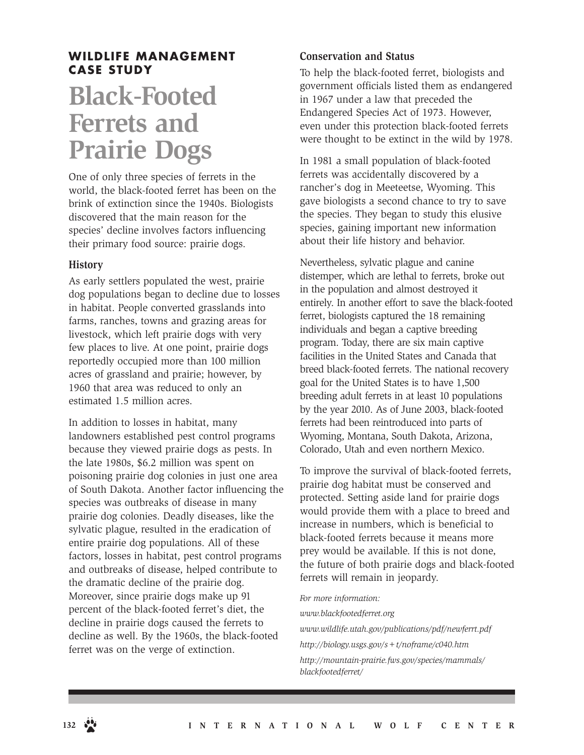**WILDLIFE MANAGEMENT CASE STUDY**

# Black-Footed Ferrets and Prairie Dogs

One of only three species of ferrets in the world, the black-footed ferret has been on the brink of extinction since the 1940s. Biologists discovered that the main reason for the species' decline involves factors influencing their primary food source: prairie dogs.

## History

As early settlers populated the west, prairie dog populations began to decline due to losses in habitat. People converted grasslands into farms, ranches, towns and grazing areas for livestock, which left prairie dogs with very few places to live. At one point, prairie dogs reportedly occupied more than 100 million acres of grassland and prairie; however, by 1960 that area was reduced to only an estimated 1.5 million acres.

In addition to losses in habitat, many landowners established pest control programs because they viewed prairie dogs as pests. In the late 1980s, $6.2 million was spent on poisoning prairie dog colonies in just one area of South Dakota. Another factor influencing the species was outbreaks of disease in many prairie dog colonies. Deadly diseases, like the sylvatic plague, resulted in the eradication of entire prairie dog populations. All of these factors, losses in habitat, pest control programs and outbreaks of disease, helped contribute to the dramatic decline of the prairie dog. Moreover, since prairie dogs make up 91 percent of the black-footed ferret's diet, the decline in prairie dogs caused the ferrets to decline as well. By the 1960s, the black-footed ferret was on the verge of extinction.

## Conservation and Status

To help the black-footed ferret, biologists and government officials listed them as endangered in 1967 under a law that preceded the Endangered Species Act of 1973. However, even under this protection black-footed ferrets were thought to be extinct in the wild by 1978.

In 1981 a small population of black-footed ferrets was accidentally discovered by a rancher's dog in Meeteetse, Wyoming. This gave biologists a second chance to try to save the species. They began to study this elusive species, gaining important new information about their life history and behavior.

Nevertheless, sylvatic plague and canine distemper, which are lethal to ferrets, broke out in the population and almost destroyed it entirely. In another effort to save the black-footed ferret, biologists captured the 18 remaining individuals and began a captive breeding program. Today, there are six main captive facilities in the United States and Canada that breed black-footed ferrets. The national recovery goal for the United States is to have 1,500 breeding adult ferrets in at least 10 populations by the year 2010. As of June 2003, black-footed ferrets had been reintroduced into parts of Wyoming, Montana, South Dakota, Arizona, Colorado, Utah and even northern Mexico.

To improve the survival of black-footed ferrets, prairie dog habitat must be conserved and protected. Setting aside land for prairie dogs would provide them with a place to breed and increase in numbers, which is beneficial to black-footed ferrets because it means more prey would be available. If this is not done, the future of both prairie dogs and black-footed ferrets will remain in jeopardy.

*For more information:*

*www.blackfootedferret.org*

*www.wildlife.utah.gov/publications/pdf/newferrt.pdf*

*http://biology.usgs.gov/s+t/noframe/c040.htm*

*http://mountain-prairie.fws.gov/species/mammals/blackfootedferret/*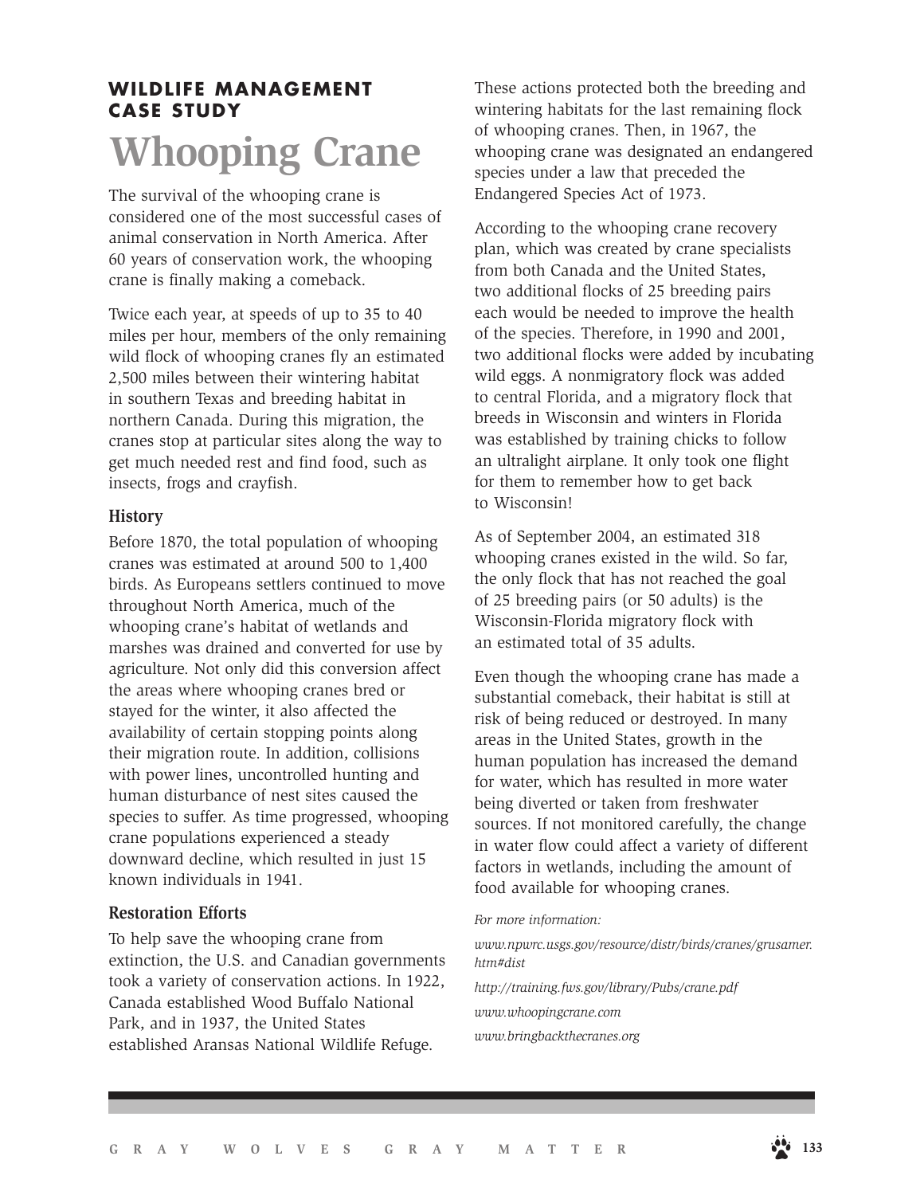## WILDLIFE MANAGEMENT CASE STUDY

# Whooping Crane

The survival of the whooping crane is considered one of the most successful cases of animal conservation in North America. After 60 years of conservation work, the whooping crane is finally making a comeback.

Twice each year, at speeds of up to 35 to 40 miles per hour, members of the only remaining wild flock of whooping cranes fly an estimated 2,500 miles between their wintering habitat in southern Texas and breeding habitat in northern Canada. During this migration, the cranes stop at particular sites along the way to get much needed rest and find food, such as insects, frogs and crayfish.

### History

Before 1870, the total population of whooping cranes was estimated at around 500 to 1,400 birds. As Europeans settlers continued to move throughout North America, much of the whooping crane's habitat of wetlands and marshes was drained and converted for use by agriculture. Not only did this conversion affect the areas where whooping cranes bred or stayed for the winter, it also affected the availability of certain stopping points along their migration route. In addition, collisions with power lines, uncontrolled hunting and human disturbance of nest sites caused the species to suffer. As time progressed, whooping crane populations experienced a steady downward decline, which resulted in just 15 known individuals in 1941.

### Restoration Efforts

To help save the whooping crane from extinction, the U.S. and Canadian governments took a variety of conservation actions. In 1922, Canada established Wood Buffalo National Park, and in 1937, the United States established Aransas National Wildlife Refuge. These actions protected both the breeding and wintering habitats for the last remaining flock of whooping cranes. Then, in 1967, the whooping crane was designated an endangered species under a law that preceded the Endangered Species Act of 1973.

According to the whooping crane recovery plan, which was created by crane specialists from both Canada and the United States, two additional flocks of 25 breeding pairs each would be needed to improve the health of the species. Therefore, in 1990 and 2001, two additional flocks were added by incubating wild eggs. A nonmigratory flock was added to central Florida, and a migratory flock that breeds in Wisconsin and winters in Florida was established by training chicks to follow an ultralight airplane. It only took one flight for them to remember how to get back to Wisconsin!

As of September 2004, an estimated 318 whooping cranes existed in the wild. So far, the only flock that has not reached the goal of 25 breeding pairs (or 50 adults) is the Wisconsin-Florida migratory flock with an estimated total of 35 adults.

Even though the whooping crane has made a substantial comeback, their habitat is still at risk of being reduced or destroyed. In many areas in the United States, growth in the human population has increased the demand for water, which has resulted in more water being diverted or taken from freshwater sources. If not monitored carefully, the change in water flow could affect a variety of different factors in wetlands, including the amount of food available for whooping cranes.

*For more information:*

*www.npwrc.usgs.gov/resource/distr/birds/cranes/grusamer.htm#dist*

*http://training.fws.gov/library/Pubs/crane.pdf*

*www.whoopingcrane.com*

*www.bringbackthecranes.org*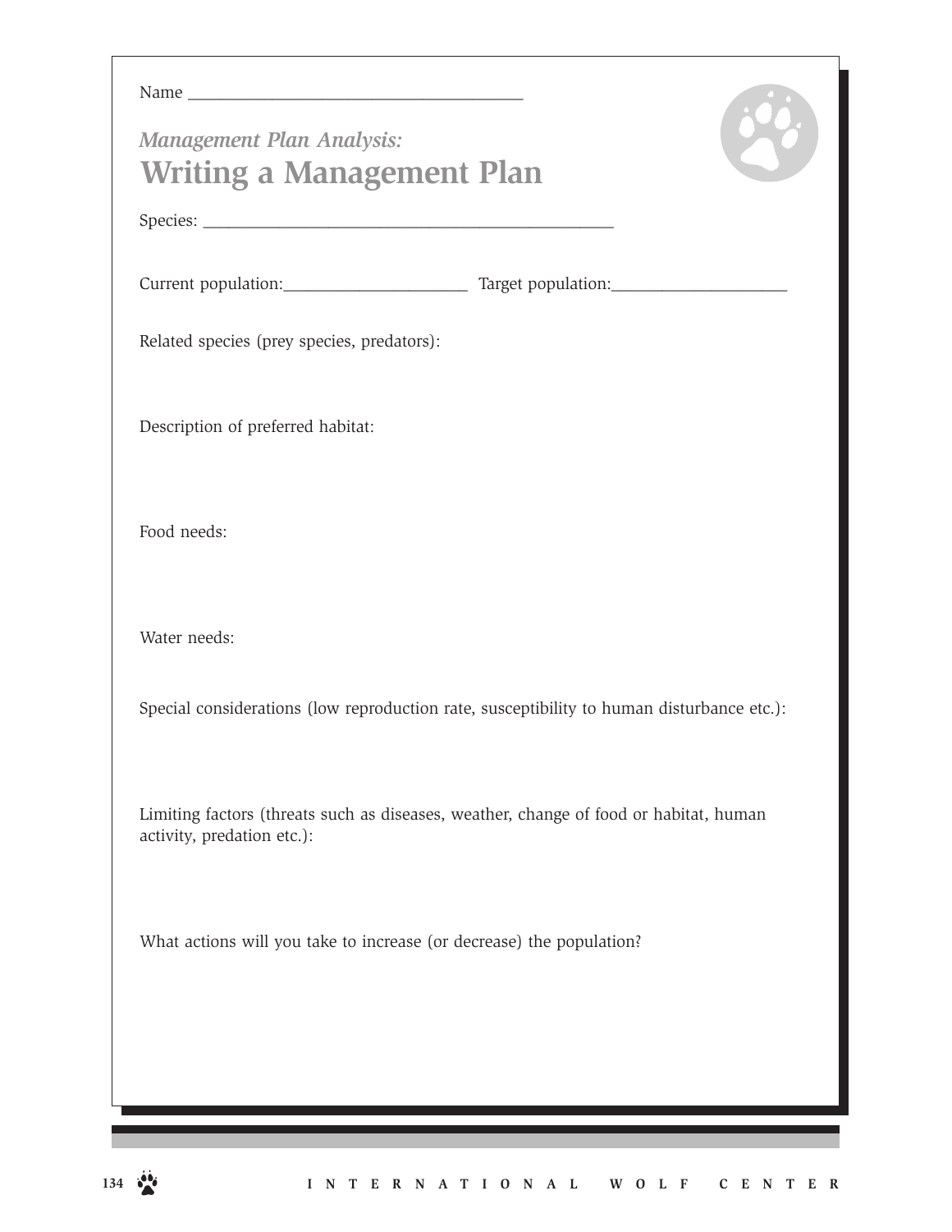Name ______________________________________

*Management Plan Analysis:*

# Writing a Management Plan

Species: ______________________________________________

Current population:_____________________ Target population:____________________

Related species (prey species, predators):

Description of preferred habitat:

Food needs:

Water needs:

Special considerations (low reproduction rate, susceptibility to human disturbance etc.):

Limiting factors (threats such as diseases, weather, change of food or habitat, human activity, predation etc.):

What actions will you take to increase (or decrease) the population?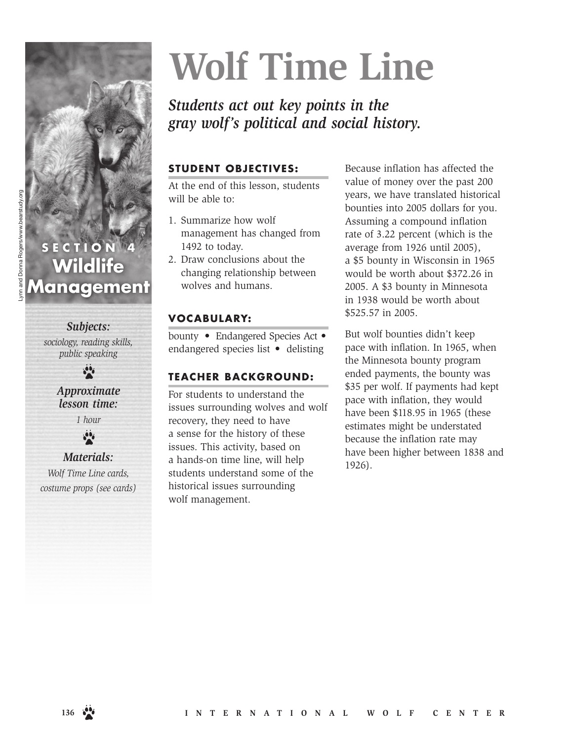# Wolf Time Line

***Students act out key points in the gray wolf's political and social history.***

SECTION 4
**Wildlife Management**

***Subjects:***
*sociology, reading skills, public speaking*

***Approximate lesson time:***
*1 hour*

***Materials:***
*Wolf Time Line cards, costume props (see cards)*

Lynn and Donna Rogers/www.bearstudy.org

## STUDENT OBJECTIVES:

At the end of this lesson, students will be able to:

1. Summarize how wolf management has changed from 1492 to today.
2. Draw conclusions about the changing relationship between wolves and humans.

## VOCABULARY:

bounty • Endangered Species Act • endangered species list • delisting

## TEACHER BACKGROUND:

For students to understand the issues surrounding wolves and wolf recovery, they need to have a sense for the history of these issues. This activity, based on a hands-on time line, will help students understand some of the historical issues surrounding wolf management.

Because inflation has affected the value of money over the past 200 years, we have translated historical bounties into 2005 dollars for you. Assuming a compound inflation rate of 3.22 percent (which is the average from 1926 until 2005), a $5 bounty in Wisconsin in 1965 would be worth about $372.26 in 2005. A $3 bounty in Minnesota in 1938 would be worth about $525.57 in 2005.

But wolf bounties didn't keep pace with inflation. In 1965, when the Minnesota bounty program ended payments, the bounty was $35 per wolf. If payments had kept pace with inflation, they would have been $118.95 in 1965 (these estimates might be understated because the inflation rate may have been higher between 1838 and 1926).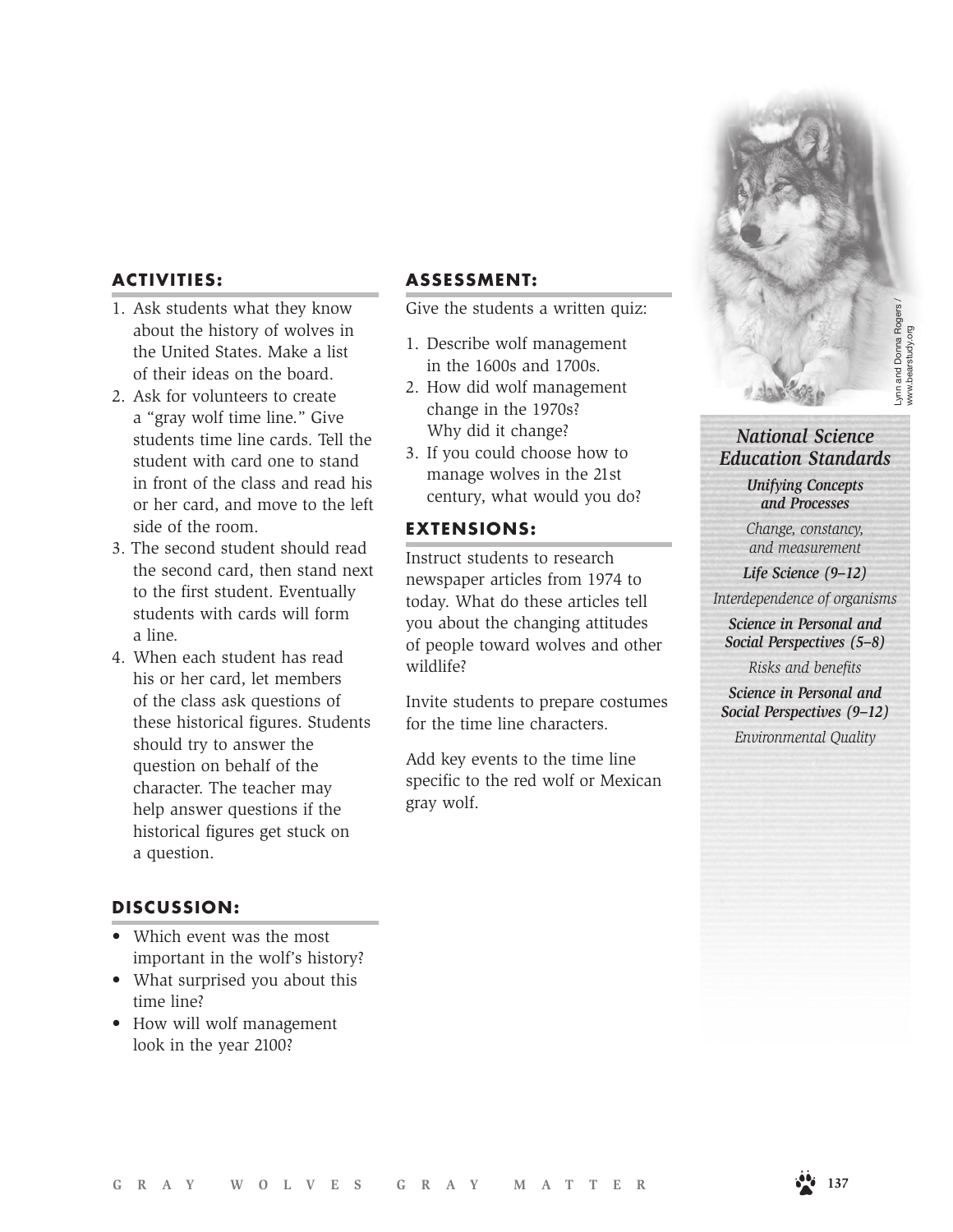## ACTIVITIES:

1. Ask students what they know about the history of wolves in the United States. Make a list of their ideas on the board.
2. Ask for volunteers to create a "gray wolf time line." Give students time line cards. Tell the student with card one to stand in front of the class and read his or her card, and move to the left side of the room.
3. The second student should read the second card, then stand next to the first student. Eventually students with cards will form a line.
4. When each student has read his or her card, let members of the class ask questions of these historical figures. Students should try to answer the question on behalf of the character. The teacher may help answer questions if the historical figures get stuck on a question.

## DISCUSSION:

- Which event was the most important in the wolf's history?
- What surprised you about this time line?
- How will wolf management look in the year 2100?

## ASSESSMENT:

Give the students a written quiz:

1. Describe wolf management in the 1600s and 1700s.
2. How did wolf management change in the 1970s? Why did it change?
3. If you could choose how to manage wolves in the 21st century, what would you do?

## EXTENSIONS:

Instruct students to research newspaper articles from 1974 to today. What do these articles tell you about the changing attitudes of people toward wolves and other wildlife?

Invite students to prepare costumes for the time line characters.

Add key events to the time line specific to the red wolf or Mexican gray wolf.

Lynn and Donna Rogers / www.bearstudy.org

### *National Science Education Standards*

***Unifying Concepts and Processes***

*Change, constancy, and measurement*

***Life Science (9–12)***

*Interdependence of organisms*

***Science in Personal and Social Perspectives (5–8)***

*Risks and benefits*

***Science in Personal and Social Perspectives (9–12)***

*Environmental Quality*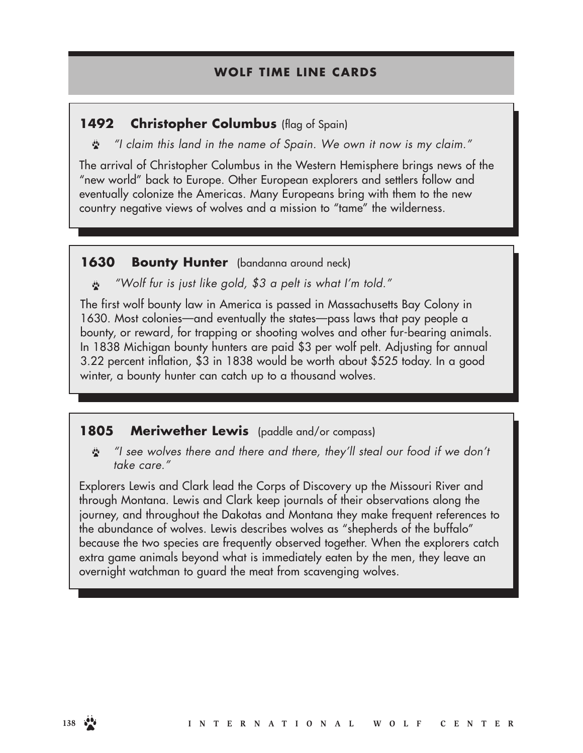## WOLF TIME LINE CARDS

### 1492 Christopher Columbus (flag of Spain)

*"I claim this land in the name of Spain. We own it now is my claim."*

The arrival of Christopher Columbus in the Western Hemisphere brings news of the "new world" back to Europe. Other European explorers and settlers follow and eventually colonize the Americas. Many Europeans bring with them to the new country negative views of wolves and a mission to "tame" the wilderness.

### 1630 Bounty Hunter (bandanna around neck)

*"Wolf fur is just like gold, $3 a pelt is what I'm told."*

The first wolf bounty law in America is passed in Massachusetts Bay Colony in 1630. Most colonies—and eventually the states—pass laws that pay people a bounty, or reward, for trapping or shooting wolves and other fur-bearing animals. In 1838 Michigan bounty hunters are paid $3 per wolf pelt. Adjusting for annual 3.22 percent inflation, $3 in 1838 would be worth about $525 today. In a good winter, a bounty hunter can catch up to a thousand wolves.

### 1805 Meriwether Lewis (paddle and/or compass)

*"I see wolves there and there and there, they'll steal our food if we don't take care."*

Explorers Lewis and Clark lead the Corps of Discovery up the Missouri River and through Montana. Lewis and Clark keep journals of their observations along the journey, and throughout the Dakotas and Montana they make frequent references to the abundance of wolves. Lewis describes wolves as "shepherds of the buffalo" because the two species are frequently observed together. When the explorers catch extra game animals beyond what is immediately eaten by the men, they leave an overnight watchman to guard the meat from scavenging wolves.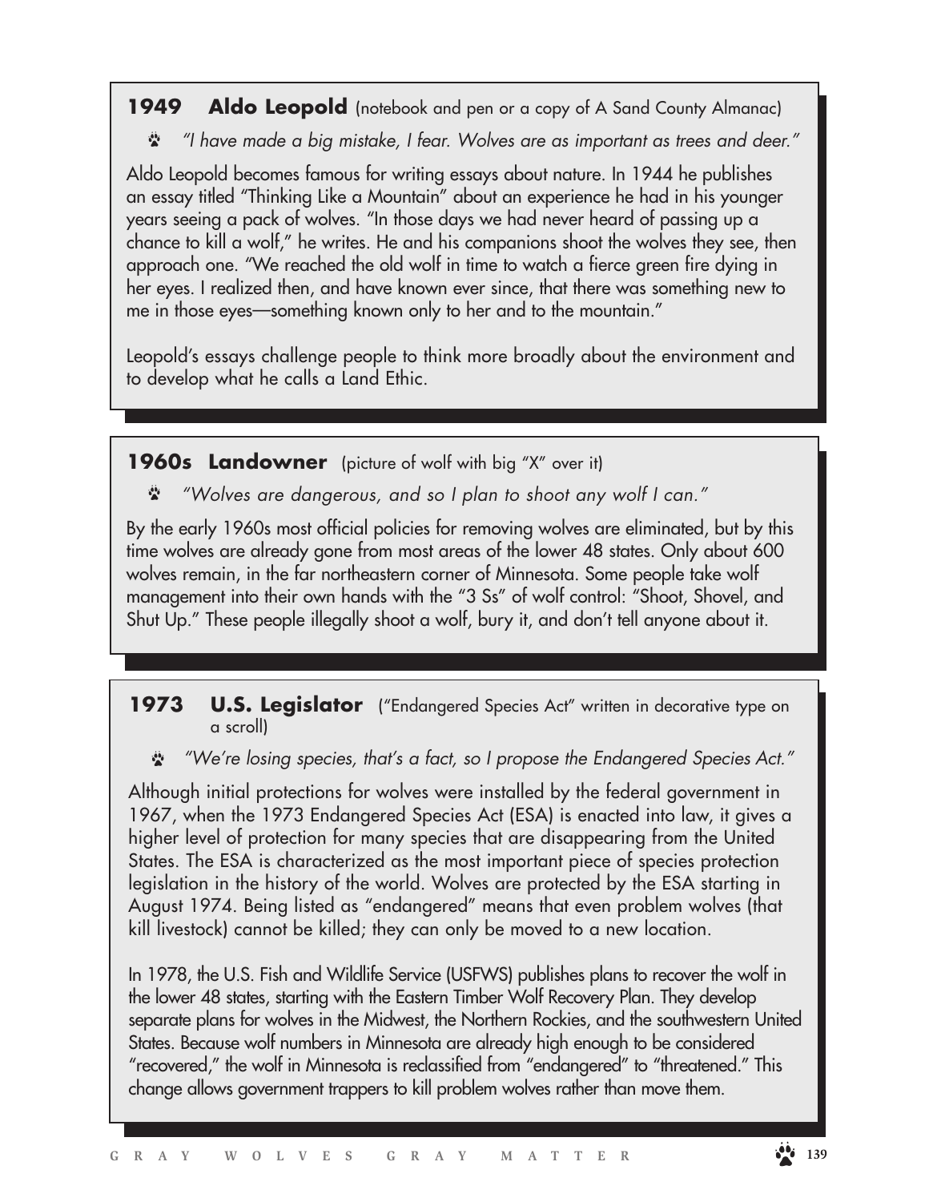**1949 Aldo Leopold** (notebook and pen or a copy of A Sand County Almanac)

*"I have made a big mistake, I fear. Wolves are as important as trees and deer."*

Aldo Leopold becomes famous for writing essays about nature. In 1944 he publishes an essay titled "Thinking Like a Mountain" about an experience he had in his younger years seeing a pack of wolves. "In those days we had never heard of passing up a chance to kill a wolf," he writes. He and his companions shoot the wolves they see, then approach one. "We reached the old wolf in time to watch a fierce green fire dying in her eyes. I realized then, and have known ever since, that there was something new to me in those eyes—something known only to her and to the mountain."

Leopold's essays challenge people to think more broadly about the environment and to develop what he calls a Land Ethic.

**1960s Landowner** (picture of wolf with big "X" over it)

*"Wolves are dangerous, and so I plan to shoot any wolf I can."*

By the early 1960s most official policies for removing wolves are eliminated, but by this time wolves are already gone from most areas of the lower 48 states. Only about 600 wolves remain, in the far northeastern corner of Minnesota. Some people take wolf management into their own hands with the "3 Ss" of wolf control: "Shoot, Shovel, and Shut Up." These people illegally shoot a wolf, bury it, and don't tell anyone about it.

**1973 U.S. Legislator** ("Endangered Species Act" written in decorative type on a scroll)

*"We're losing species, that's a fact, so I propose the Endangered Species Act."*

Although initial protections for wolves were installed by the federal government in 1967, when the 1973 Endangered Species Act (ESA) is enacted into law, it gives a higher level of protection for many species that are disappearing from the United States. The ESA is characterized as the most important piece of species protection legislation in the history of the world. Wolves are protected by the ESA starting in August 1974. Being listed as "endangered" means that even problem wolves (that kill livestock) cannot be killed; they can only be moved to a new location.

In 1978, the U.S. Fish and Wildlife Service (USFWS) publishes plans to recover the wolf in the lower 48 states, starting with the Eastern Timber Wolf Recovery Plan. They develop separate plans for wolves in the Midwest, the Northern Rockies, and the southwestern United States. Because wolf numbers in Minnesota are already high enough to be considered "recovered," the wolf in Minnesota is reclassified from "endangered" to "threatened." This change allows government trappers to kill problem wolves rather than move them.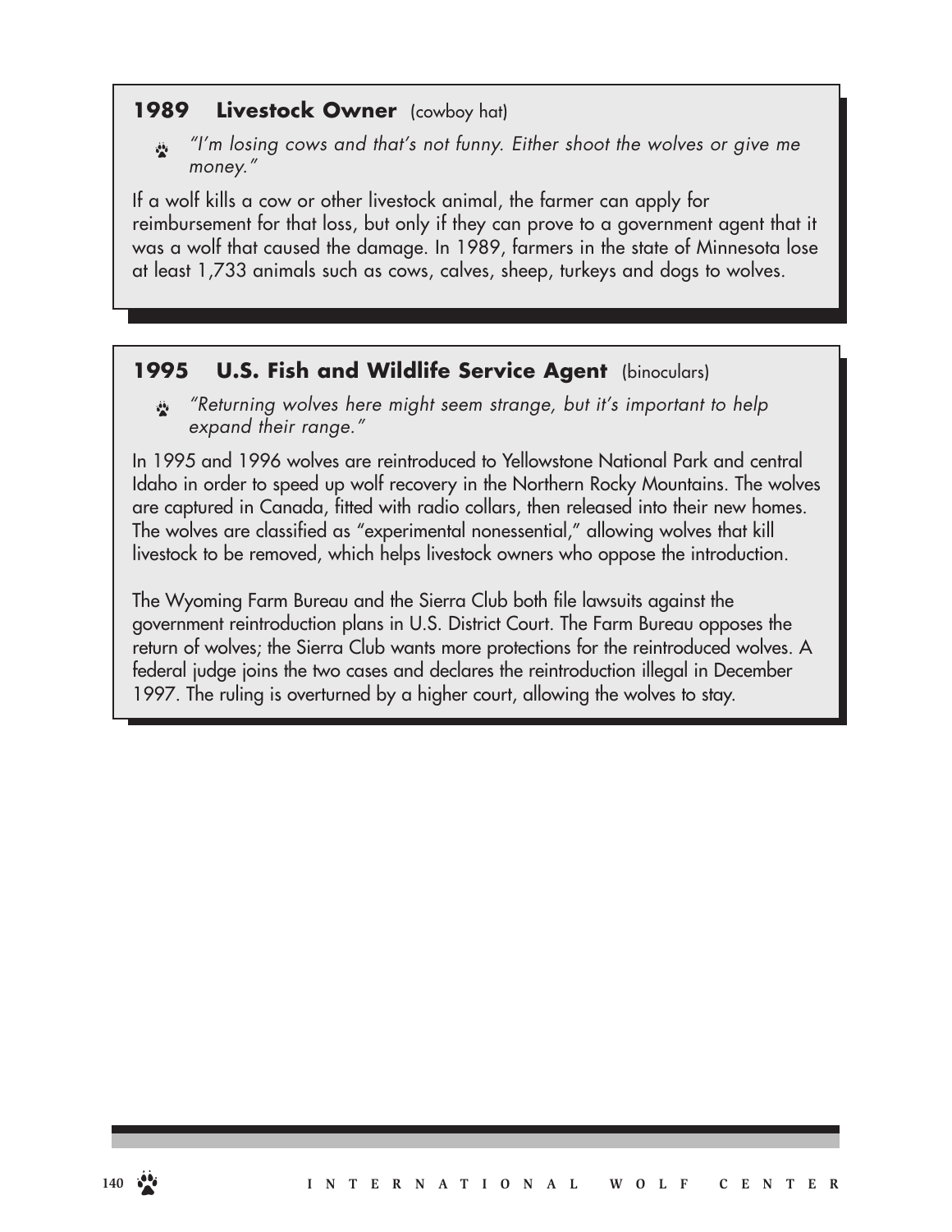### 1989 **Livestock Owner** (cowboy hat)

- *"I'm losing cows and that's not funny. Either shoot the wolves or give me money."*

If a wolf kills a cow or other livestock animal, the farmer can apply for reimbursement for that loss, but only if they can prove to a government agent that it was a wolf that caused the damage. In 1989, farmers in the state of Minnesota lose at least 1,733 animals such as cows, calves, sheep, turkeys and dogs to wolves.

### 1995 **U.S. Fish and Wildlife Service Agent** (binoculars)

- *"Returning wolves here might seem strange, but it's important to help expand their range."*

In 1995 and 1996 wolves are reintroduced to Yellowstone National Park and central Idaho in order to speed up wolf recovery in the Northern Rocky Mountains. The wolves are captured in Canada, fitted with radio collars, then released into their new homes. The wolves are classified as "experimental nonessential," allowing wolves that kill livestock to be removed, which helps livestock owners who oppose the introduction.

The Wyoming Farm Bureau and the Sierra Club both file lawsuits against the government reintroduction plans in U.S. District Court. The Farm Bureau opposes the return of wolves; the Sierra Club wants more protections for the reintroduced wolves. A federal judge joins the two cases and declares the reintroduction illegal in December 1997. The ruling is overturned by a higher court, allowing the wolves to stay.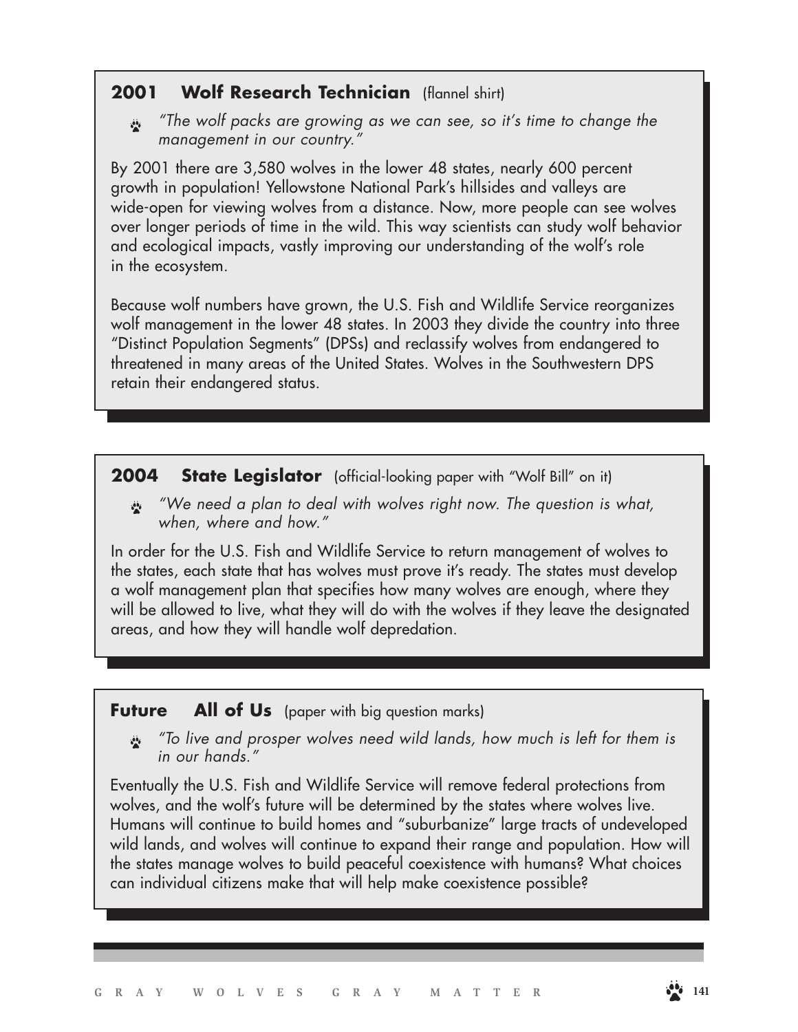### 2001 **Wolf Research Technician** (flannel shirt)

*"The wolf packs are growing as we can see, so it's time to change the management in our country."*

By 2001 there are 3,580 wolves in the lower 48 states, nearly 600 percent growth in population! Yellowstone National Park's hillsides and valleys are wide-open for viewing wolves from a distance. Now, more people can see wolves over longer periods of time in the wild. This way scientists can study wolf behavior and ecological impacts, vastly improving our understanding of the wolf's role in the ecosystem.

Because wolf numbers have grown, the U.S. Fish and Wildlife Service reorganizes wolf management in the lower 48 states. In 2003 they divide the country into three "Distinct Population Segments" (DPSs) and reclassify wolves from endangered to threatened in many areas of the United States. Wolves in the Southwestern DPS retain their endangered status.

### 2004 **State Legislator** (official-looking paper with "Wolf Bill" on it)

*"We need a plan to deal with wolves right now. The question is what, when, where and how."*

In order for the U.S. Fish and Wildlife Service to return management of wolves to the states, each state that has wolves must prove it's ready. The states must develop a wolf management plan that specifies how many wolves are enough, where they will be allowed to live, what they will do with the wolves if they leave the designated areas, and how they will handle wolf depredation.

### Future **All of Us** (paper with big question marks)

*"To live and prosper wolves need wild lands, how much is left for them is in our hands."*

Eventually the U.S. Fish and Wildlife Service will remove federal protections from wolves, and the wolf's future will be determined by the states where wolves live. Humans will continue to build homes and "suburbanize" large tracts of undeveloped wild lands, and wolves will continue to expand their range and population. How will the states manage wolves to build peaceful coexistence with humans? What choices can individual citizens make that will help make coexistence possible?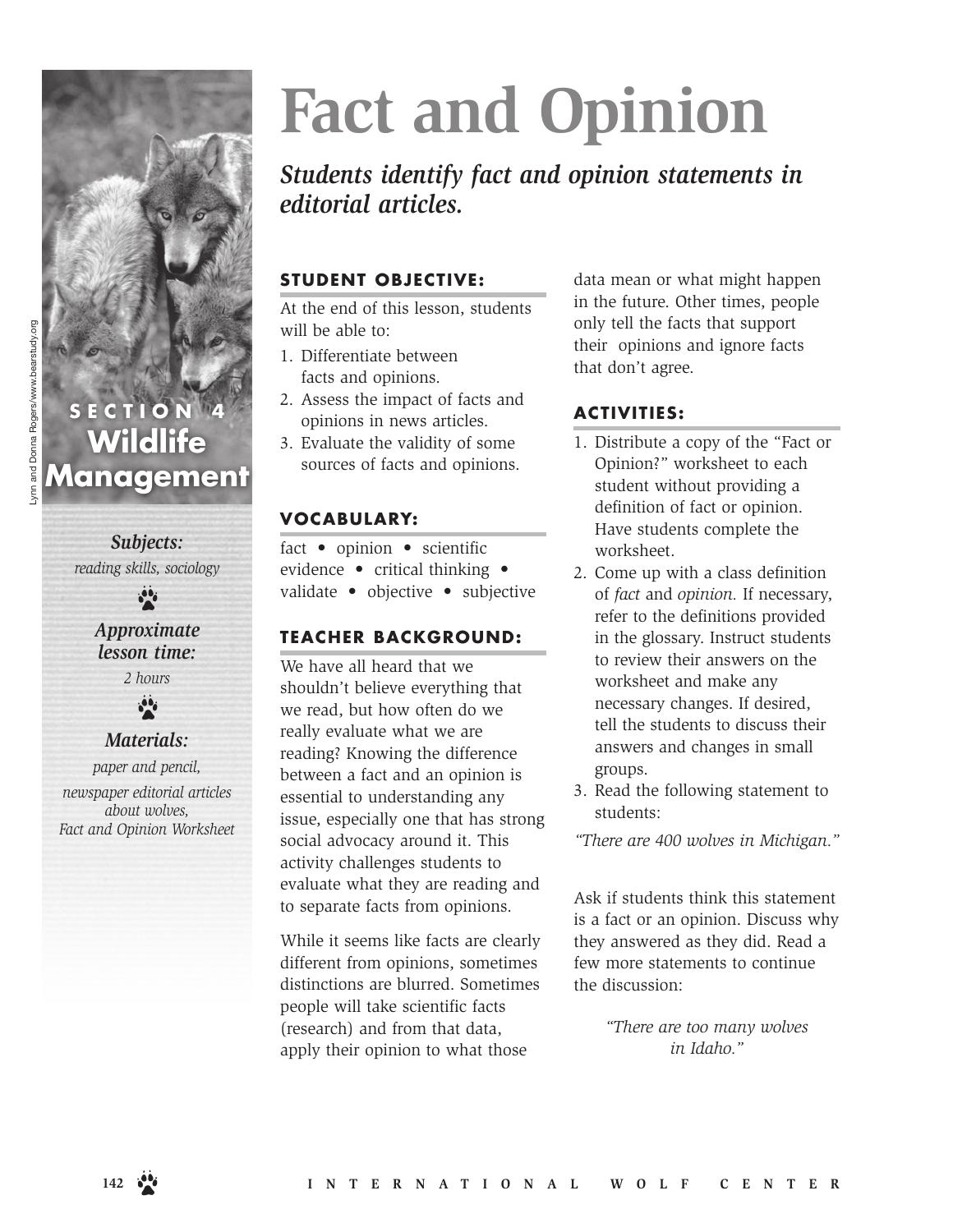# Fact and Opinion

***Students identify fact and opinion statements in editorial articles.***

Lynn and Donna Rogers/www.bearstudy.org

**SECTION 4**
**Wildlife Management**

***Subjects:***
*reading skills, sociology*

***Approximate lesson time:***
*2 hours*

***Materials:***
*paper and pencil, newspaper editorial articles about wolves, Fact and Opinion Worksheet*

## STUDENT OBJECTIVE:

At the end of this lesson, students will be able to:

1. Differentiate between facts and opinions.
2. Assess the impact of facts and opinions in news articles.
3. Evaluate the validity of some sources of facts and opinions.

## VOCABULARY:

fact • opinion • scientific evidence • critical thinking • validate • objective • subjective

## TEACHER BACKGROUND:

We have all heard that we shouldn't believe everything that we read, but how often do we really evaluate what we are reading? Knowing the difference between a fact and an opinion is essential to understanding any issue, especially one that has strong social advocacy around it. This activity challenges students to evaluate what they are reading and to separate facts from opinions.

While it seems like facts are clearly different from opinions, sometimes distinctions are blurred. Sometimes people will take scientific facts (research) and from that data, apply their opinion to what those data mean or what might happen in the future. Other times, people only tell the facts that support their opinions and ignore facts that don't agree.

## ACTIVITIES:

1. Distribute a copy of the "Fact or Opinion?" worksheet to each student without providing a definition of fact or opinion. Have students complete the worksheet.
2. Come up with a class definition of *fact* and *opinion.* If necessary, refer to the definitions provided in the glossary. Instruct students to review their answers on the worksheet and make any necessary changes. If desired, tell the students to discuss their answers and changes in small groups.
3. Read the following statement to students:

*"There are 400 wolves in Michigan."*

Ask if students think this statement is a fact or an opinion. Discuss why they answered as they did. Read a few more statements to continue the discussion:

*"There are too many wolves in Idaho."*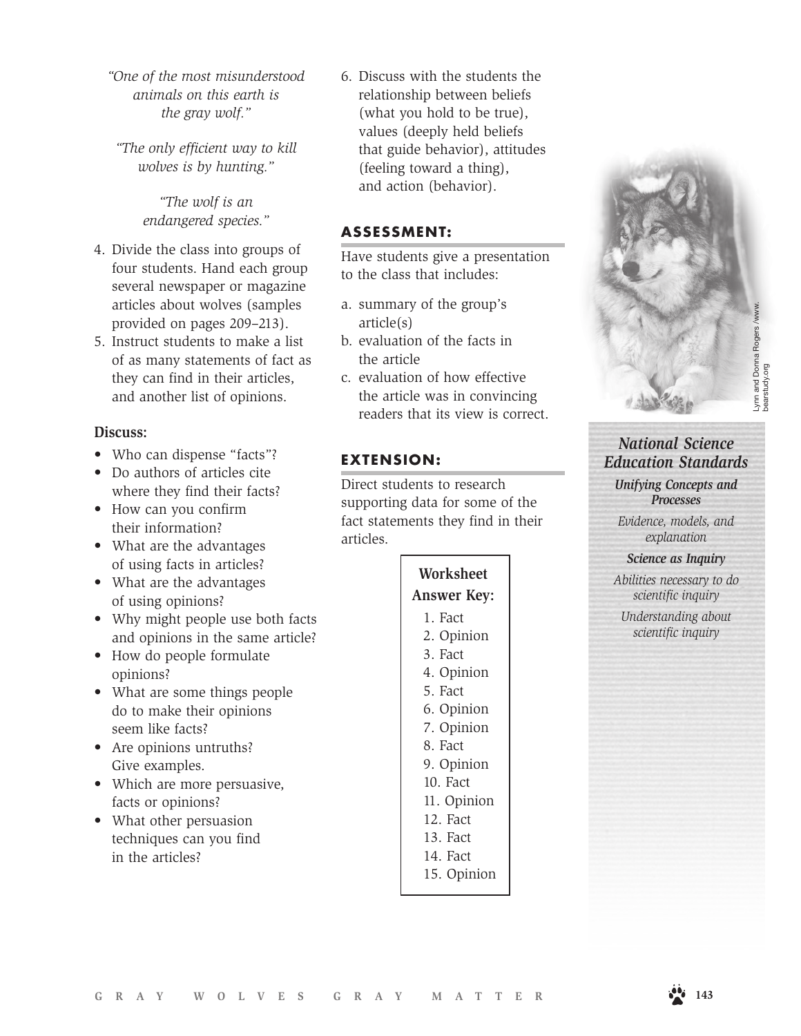*"One of the most misunderstood animals on this earth is the gray wolf."*

*"The only efficient way to kill wolves is by hunting."*

*"The wolf is an endangered species."*

4. Divide the class into groups of four students. Hand each group several newspaper or magazine articles about wolves (samples provided on pages 209–213).
5. Instruct students to make a list of as many statements of fact as they can find in their articles, and another list of opinions.

**Discuss:**

- Who can dispense "facts"?
- Do authors of articles cite where they find their facts?
- How can you confirm their information?
- What are the advantages of using facts in articles?
- What are the advantages of using opinions?
- Why might people use both facts and opinions in the same article?
- How do people formulate opinions?
- What are some things people do to make their opinions seem like facts?
- Are opinions untruths? Give examples.
- Which are more persuasive, facts or opinions?
- What other persuasion techniques can you find in the articles?

6. Discuss with the students the relationship between beliefs (what you hold to be true), values (deeply held beliefs that guide behavior), attitudes (feeling toward a thing), and action (behavior).

## ASSESSMENT:

Have students give a presentation to the class that includes:

a. summary of the group's article(s)
b. evaluation of the facts in the article
c. evaluation of how effective the article was in convincing readers that its view is correct.

## EXTENSION:

Direct students to research supporting data for some of the fact statements they find in their articles.

**Worksheet Answer Key:**

1. Fact
2. Opinion
3. Fact
4. Opinion
5. Fact
6. Opinion
7. Opinion
8. Fact
9. Opinion
10. Fact
11. Opinion
12. Fact
13. Fact
14. Fact
15. Opinion

Lynn and Donna Rogers /www.bearstudy.org

### *National Science Education Standards*

***Unifying Concepts and Processes***

*Evidence, models, and explanation*

***Science as Inquiry***

*Abilities necessary to do scientific inquiry*

*Understanding about scientific inquiry*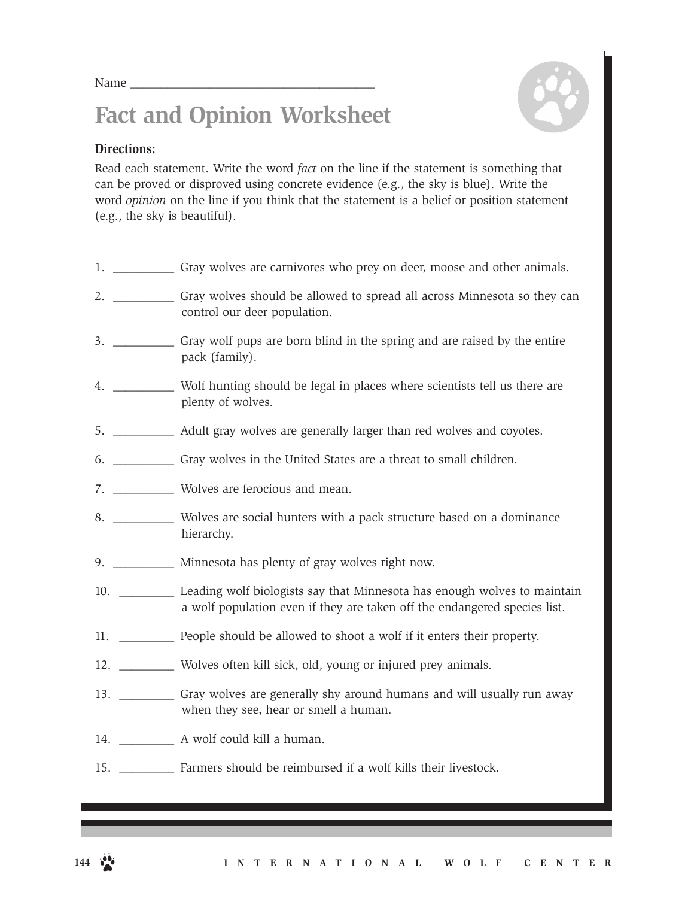Name ________________________________________

# Fact and Opinion Worksheet

**Directions:**

Read each statement. Write the word *fact* on the line if the statement is something that can be proved or disproved using concrete evidence (e.g., the sky is blue). Write the word *opinion* on the line if you think that the statement is a belief or position statement (e.g., the sky is beautiful).

1. __________ Gray wolves are carnivores who prey on deer, moose and other animals.
2. __________ Gray wolves should be allowed to spread all across Minnesota so they can control our deer population.
3. __________ Gray wolf pups are born blind in the spring and are raised by the entire pack (family).
4. __________ Wolf hunting should be legal in places where scientists tell us there are plenty of wolves.
5. __________ Adult gray wolves are generally larger than red wolves and coyotes.
6. __________ Gray wolves in the United States are a threat to small children.
7. __________ Wolves are ferocious and mean.
8. __________ Wolves are social hunters with a pack structure based on a dominance hierarchy.
9. __________ Minnesota has plenty of gray wolves right now.
10. _________ Leading wolf biologists say that Minnesota has enough wolves to maintain a wolf population even if they are taken off the endangered species list.
11. _________ People should be allowed to shoot a wolf if it enters their property.
12. _________ Wolves often kill sick, old, young or injured prey animals.
13. _________ Gray wolves are generally shy around humans and will usually run away when they see, hear or smell a human.
14. _________ A wolf could kill a human.
15. _________ Farmers should be reimbursed if a wolf kills their livestock.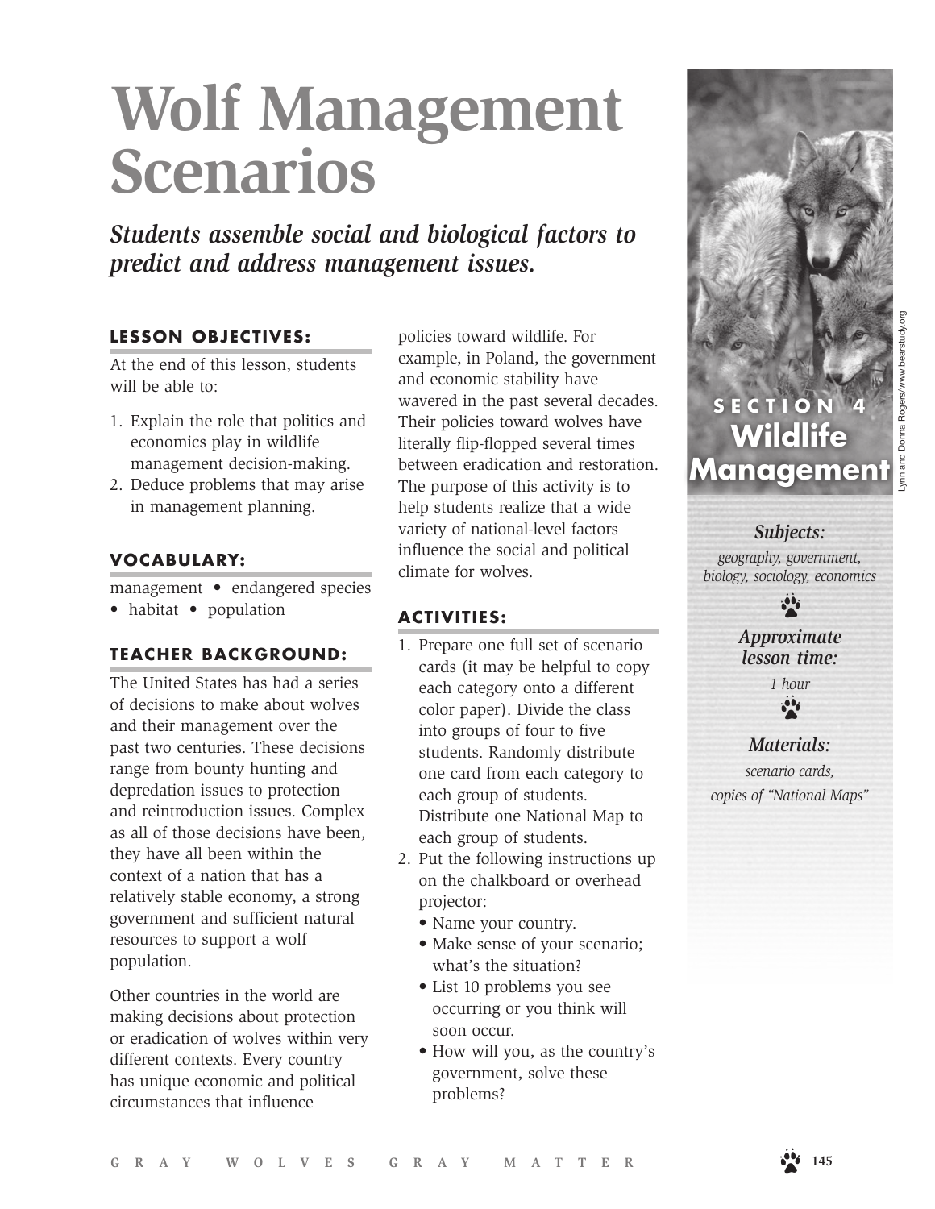# Wolf Management Scenarios

*Students assemble social and biological factors to predict and address management issues.*

**SECTION 4**
**Wildlife Management**

*Subjects:*
*geography, government, biology, sociology, economics*

*Approximate lesson time:*
*1 hour*

*Materials:*
*scenario cards, copies of "National Maps"*

## LESSON OBJECTIVES:

At the end of this lesson, students will be able to:

1. Explain the role that politics and economics play in wildlife management decision-making.
2. Deduce problems that may arise in management planning.

## VOCABULARY:

management • endangered species • habitat • population

## TEACHER BACKGROUND:

The United States has had a series of decisions to make about wolves and their management over the past two centuries. These decisions range from bounty hunting and depredation issues to protection and reintroduction issues. Complex as all of those decisions have been, they have all been within the context of a nation that has a relatively stable economy, a strong government and sufficient natural resources to support a wolf population.

Other countries in the world are making decisions about protection or eradication of wolves within very different contexts. Every country has unique economic and political circumstances that influence policies toward wildlife. For example, in Poland, the government and economic stability have wavered in the past several decades. Their policies toward wolves have literally flip-flopped several times between eradication and restoration. The purpose of this activity is to help students realize that a wide variety of national-level factors influence the social and political climate for wolves.

## ACTIVITIES:

1. Prepare one full set of scenario cards (it may be helpful to copy each category onto a different color paper). Divide the class into groups of four to five students. Randomly distribute one card from each category to each group of students. Distribute one National Map to each group of students.
2. Put the following instructions up on the chalkboard or overhead projector:
   - Name your country.
   - Make sense of your scenario; what's the situation?
   - List 10 problems you see occurring or you think will soon occur.
   - How will you, as the country's government, solve these problems?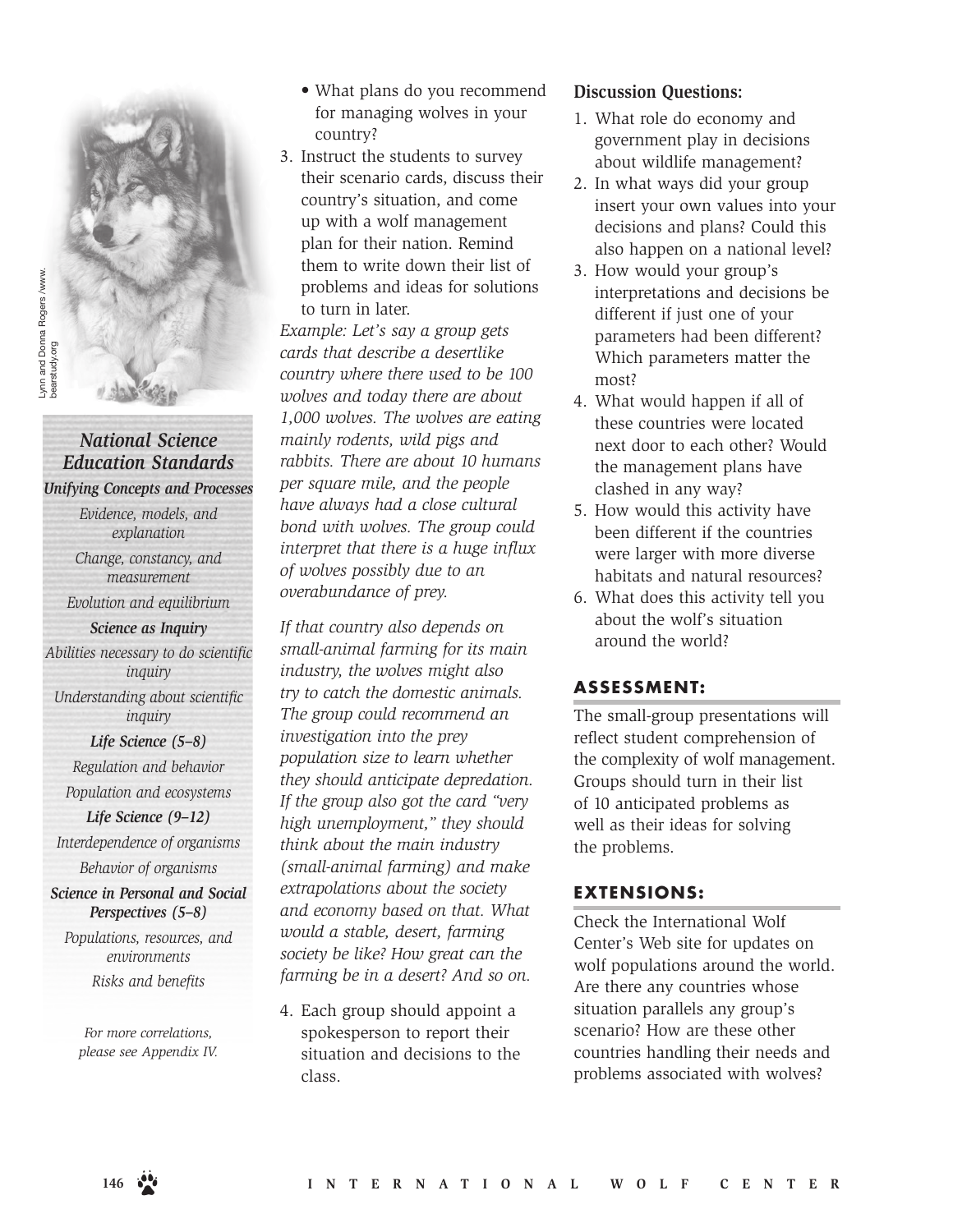Lynn and Donna Rogers /www.bearstudy.org

### *National Science Education Standards*

***Unifying Concepts and Processes***

*Evidence, models, and explanation*

*Change, constancy, and measurement*

*Evolution and equilibrium*

***Science as Inquiry***

*Abilities necessary to do scientific inquiry*

*Understanding about scientific inquiry*

***Life Science (5–8)***

*Regulation and behavior*

*Population and ecosystems*

***Life Science (9–12)***

*Interdependence of organisms*

*Behavior of organisms*

***Science in Personal and Social Perspectives (5–8)***

*Populations, resources, and environments*

*Risks and benefits*

*For more correlations, please see Appendix IV.*

- What plans do you recommend for managing wolves in your country?

3. Instruct the students to survey their scenario cards, discuss their country's situation, and come up with a wolf management plan for their nation. Remind them to write down their list of problems and ideas for solutions to turn in later.

*Example: Let's say a group gets cards that describe a desertlike country where there used to be 100 wolves and today there are about 1,000 wolves. The wolves are eating mainly rodents, wild pigs and rabbits. There are about 10 humans per square mile, and the people have always had a close cultural bond with wolves. The group could interpret that there is a huge influx of wolves possibly due to an overabundance of prey.*

*If that country also depends on small-animal farming for its main industry, the wolves might also try to catch the domestic animals. The group could recommend an investigation into the prey population size to learn whether they should anticipate depredation. If the group also got the card "very high unemployment," they should think about the main industry (small-animal farming) and make extrapolations about the society and economy based on that. What would a stable, desert, farming society be like? How great can the farming be in a desert? And so on.*

4. Each group should appoint a spokesperson to report their situation and decisions to the class.

**Discussion Questions:**

1. What role do economy and government play in decisions about wildlife management?
2. In what ways did your group insert your own values into your decisions and plans? Could this also happen on a national level?
3. How would your group's interpretations and decisions be different if just one of your parameters had been different? Which parameters matter the most?
4. What would happen if all of these countries were located next door to each other? Would the management plans have clashed in any way?
5. How would this activity have been different if the countries were larger with more diverse habitats and natural resources?
6. What does this activity tell you about the wolf's situation around the world?

## ASSESSMENT:

The small-group presentations will reflect student comprehension of the complexity of wolf management. Groups should turn in their list of 10 anticipated problems as well as their ideas for solving the problems.

## EXTENSIONS:

Check the International Wolf Center's Web site for updates on wolf populations around the world. Are there any countries whose situation parallels any group's scenario? How are these other countries handling their needs and problems associated with wolves?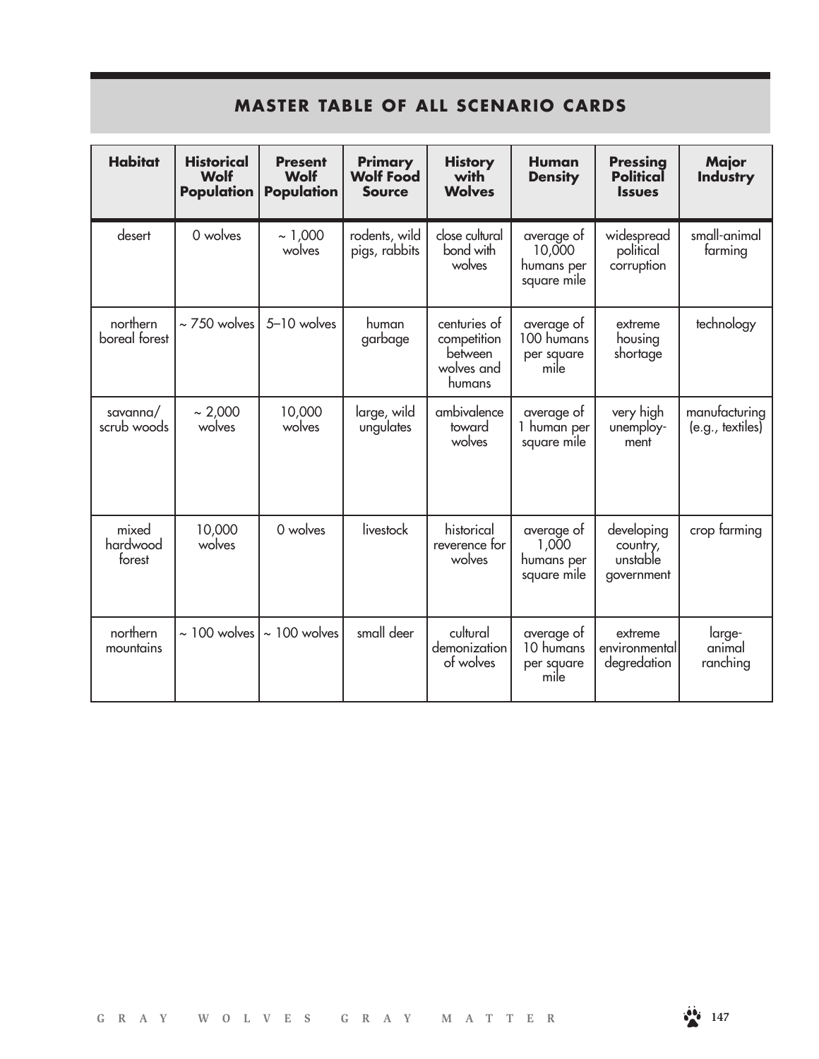## MASTER TABLE OF ALL SCENARIO CARDS

| Habitat | Historical Wolf Population | Present Wolf Population | Primary Wolf Food Source | History with Wolves | Human Density | Pressing Political Issues | Major Industry |
|---|---|---|---|---|---|---|---|
| desert | 0 wolves | ~ 1,000 wolves | rodents, wild pigs, rabbits | close cultural bond with wolves | average of 10,000 humans per square mile | widespread political corruption | small-animal farming |
| northern boreal forest | ~ 750 wolves | 5–10 wolves | human garbage | centuries of competition between wolves and humans | average of 100 humans per square mile | extreme housing shortage | technology |
| savanna/ scrub woods | ~ 2,000 wolves | 10,000 wolves | large, wild ungulates | ambivalence toward wolves | average of 1 human per square mile | very high unemployment | manufacturing (e.g., textiles) |
| mixed hardwood forest | 10,000 wolves | 0 wolves | livestock | historical reverence for wolves | average of 1,000 humans per square mile | developing country, unstable government | crop farming |
| northern mountains | ~ 100 wolves | ~ 100 wolves | small deer | cultural demonization of wolves | average of 10 humans per square mile | extreme environmental degredation | large-animal ranching |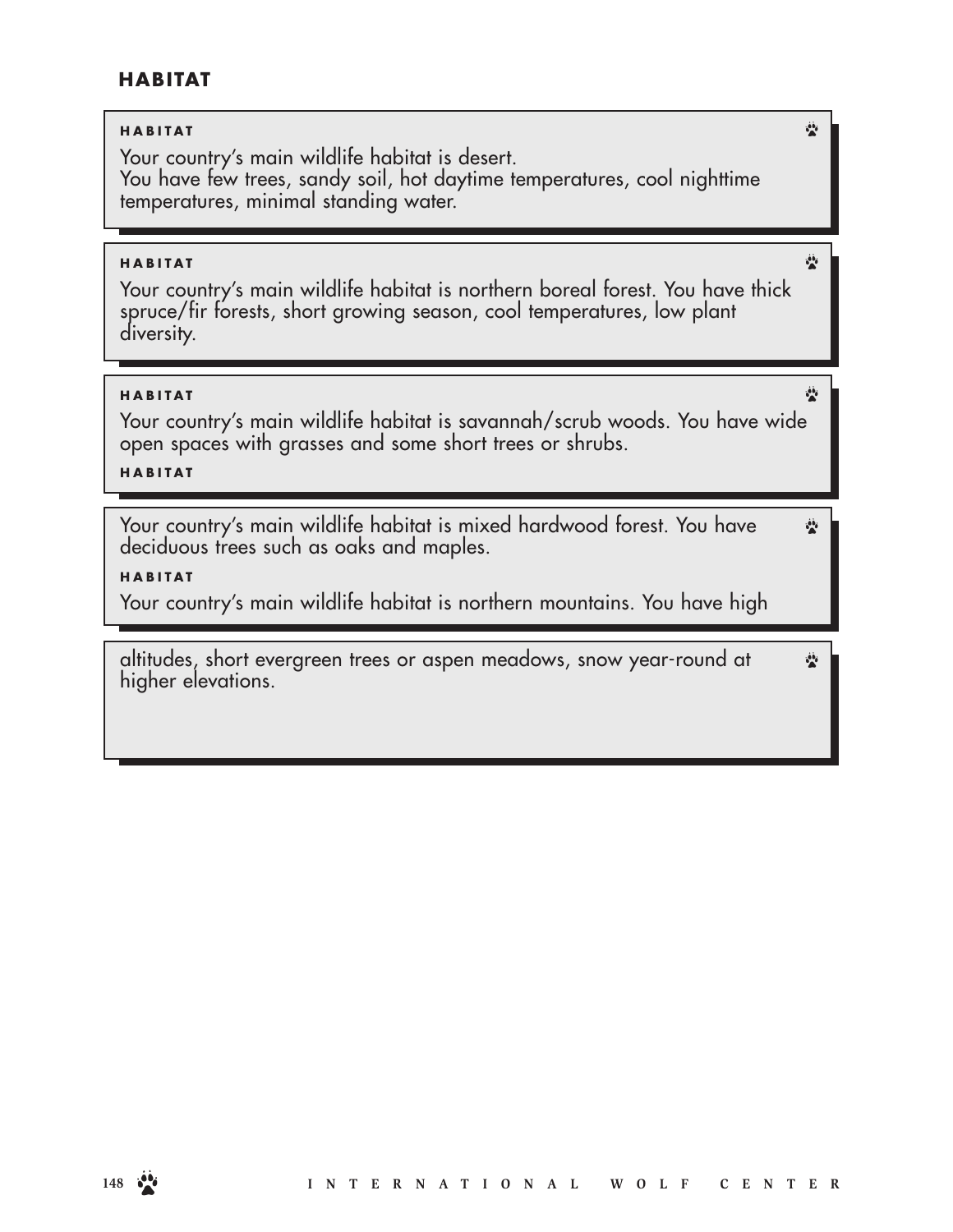## HABITAT

**HABITAT**

Your country's main wildlife habitat is desert.
You have few trees, sandy soil, hot daytime temperatures, cool nighttime temperatures, minimal standing water.

**HABITAT**

Your country's main wildlife habitat is northern boreal forest. You have thick spruce/fir forests, short growing season, cool temperatures, low plant diversity.

**HABITAT**

Your country's main wildlife habitat is savannah/scrub woods. You have wide open spaces with grasses and some short trees or shrubs.

**HABITAT**

Your country's main wildlife habitat is mixed hardwood forest. You have deciduous trees such as oaks and maples.

**HABITAT**

Your country's main wildlife habitat is northern mountains. You have high altitudes, short evergreen trees or aspen meadows, snow year-round at higher elevations.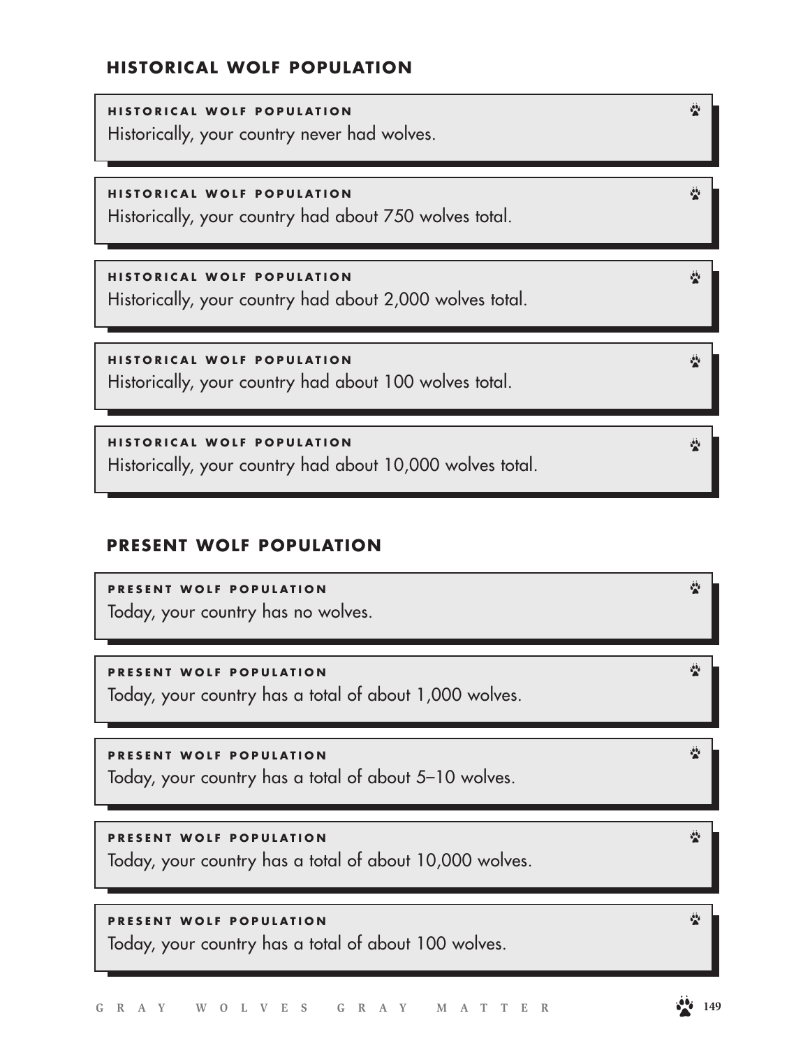## HISTORICAL WOLF POPULATION

**HISTORICAL WOLF POPULATION**
Historically, your country never had wolves.

**HISTORICAL WOLF POPULATION**
Historically, your country had about 750 wolves total.

**HISTORICAL WOLF POPULATION**
Historically, your country had about 2,000 wolves total.

**HISTORICAL WOLF POPULATION**
Historically, your country had about 100 wolves total.

**HISTORICAL WOLF POPULATION**
Historically, your country had about 10,000 wolves total.

## PRESENT WOLF POPULATION

**PRESENT WOLF POPULATION**
Today, your country has no wolves.

**PRESENT WOLF POPULATION**
Today, your country has a total of about 1,000 wolves.

**PRESENT WOLF POPULATION**
Today, your country has a total of about 5–10 wolves.

**PRESENT WOLF POPULATION**
Today, your country has a total of about 10,000 wolves.

**PRESENT WOLF POPULATION**
Today, your country has a total of about 100 wolves.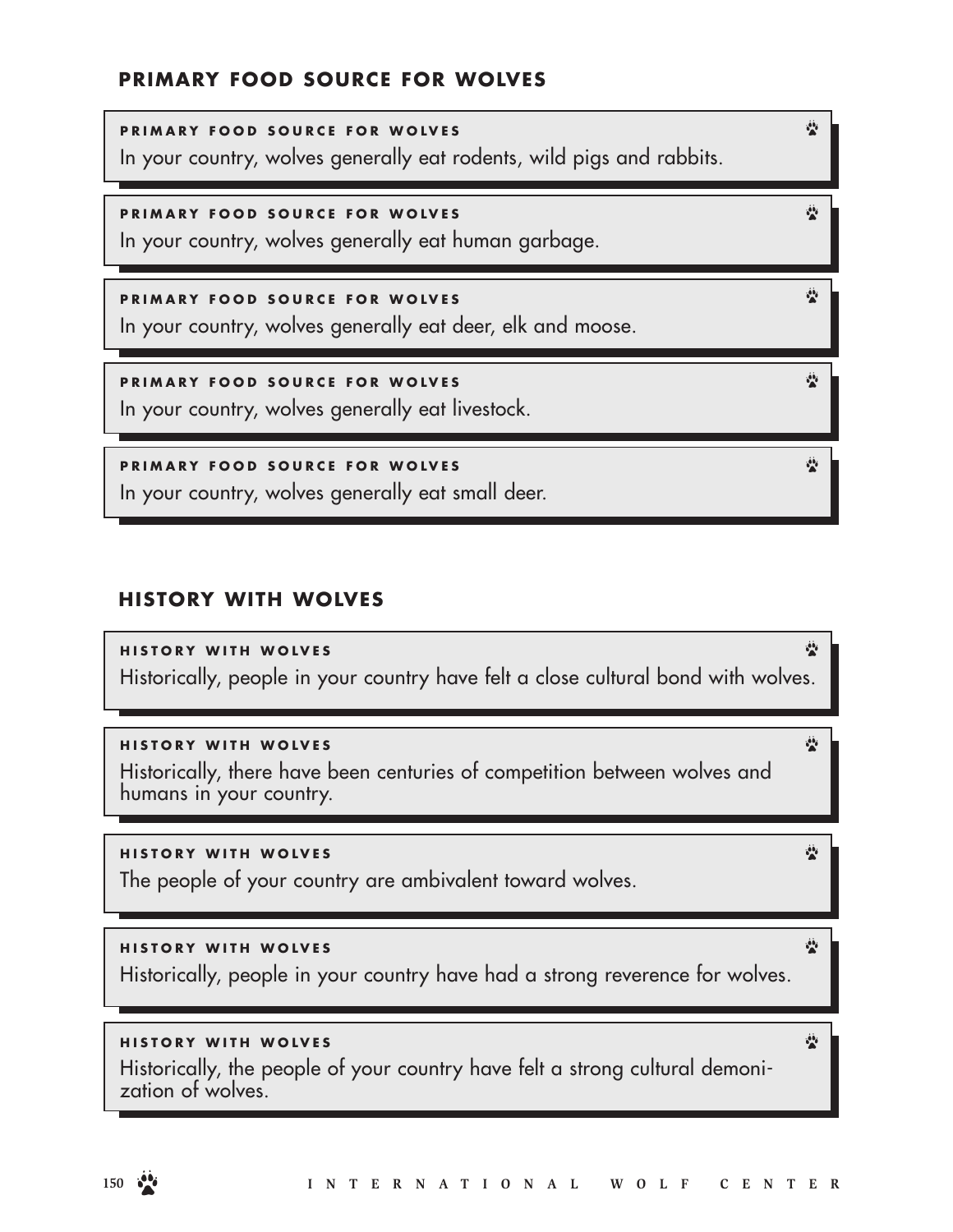## PRIMARY FOOD SOURCE FOR WOLVES

**PRIMARY FOOD SOURCE FOR WOLVES**
In your country, wolves generally eat rodents, wild pigs and rabbits.

**PRIMARY FOOD SOURCE FOR WOLVES**
In your country, wolves generally eat human garbage.

**PRIMARY FOOD SOURCE FOR WOLVES**
In your country, wolves generally eat deer, elk and moose.

**PRIMARY FOOD SOURCE FOR WOLVES**
In your country, wolves generally eat livestock.

**PRIMARY FOOD SOURCE FOR WOLVES**
In your country, wolves generally eat small deer.

## HISTORY WITH WOLVES

**HISTORY WITH WOLVES**
Historically, people in your country have felt a close cultural bond with wolves.

**HISTORY WITH WOLVES**
Historically, there have been centuries of competition between wolves and humans in your country.

**HISTORY WITH WOLVES**
The people of your country are ambivalent toward wolves.

**HISTORY WITH WOLVES**
Historically, people in your country have had a strong reverence for wolves.

**HISTORY WITH WOLVES**
Historically, the people of your country have felt a strong cultural demonization of wolves.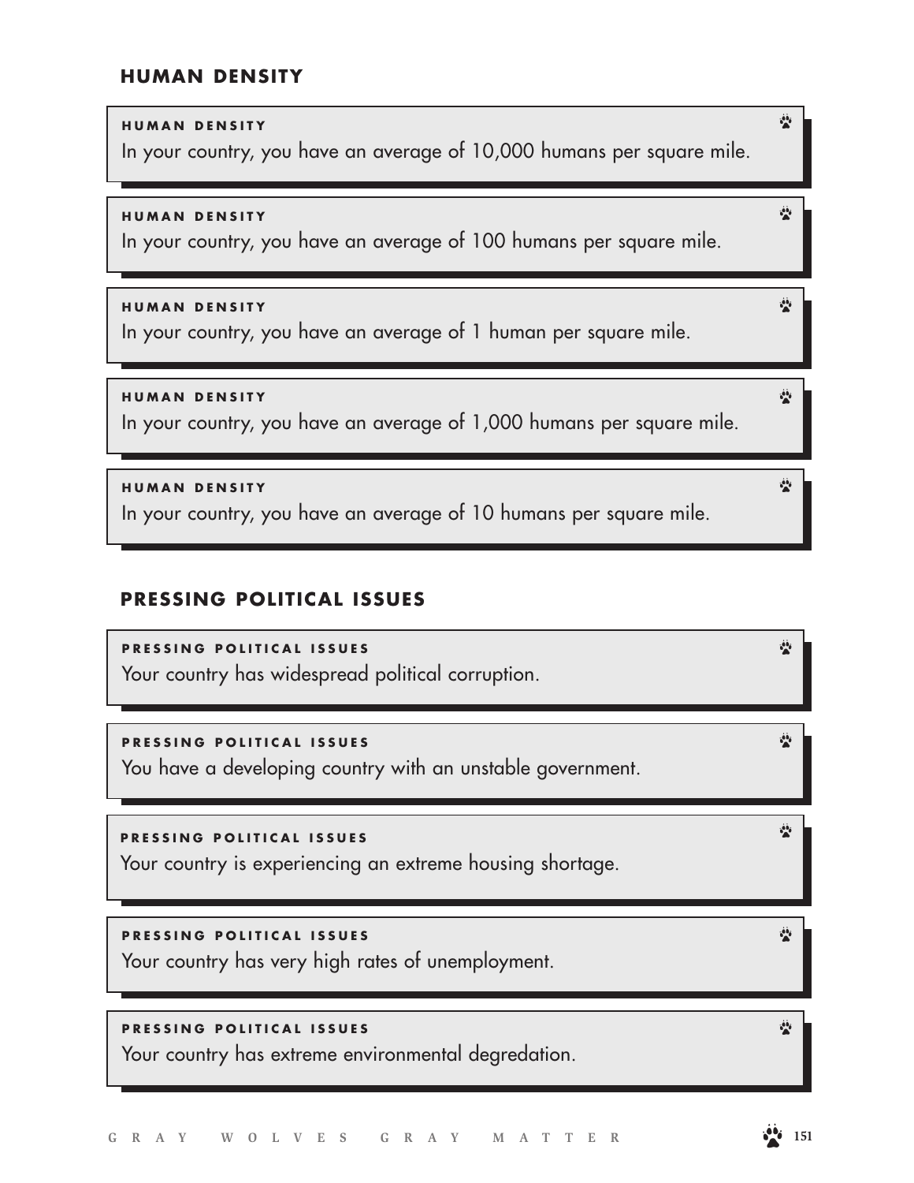## HUMAN DENSITY

**HUMAN DENSITY**
In your country, you have an average of 10,000 humans per square mile.

**HUMAN DENSITY**
In your country, you have an average of 100 humans per square mile.

**HUMAN DENSITY**
In your country, you have an average of 1 human per square mile.

**HUMAN DENSITY**
In your country, you have an average of 1,000 humans per square mile.

**HUMAN DENSITY**
In your country, you have an average of 10 humans per square mile.

## PRESSING POLITICAL ISSUES

**PRESSING POLITICAL ISSUES**
Your country has widespread political corruption.

**PRESSING POLITICAL ISSUES**
You have a developing country with an unstable government.

**PRESSING POLITICAL ISSUES**
Your country is experiencing an extreme housing shortage.

**PRESSING POLITICAL ISSUES**
Your country has very high rates of unemployment.

**PRESSING POLITICAL ISSUES**
Your country has extreme environmental degredation.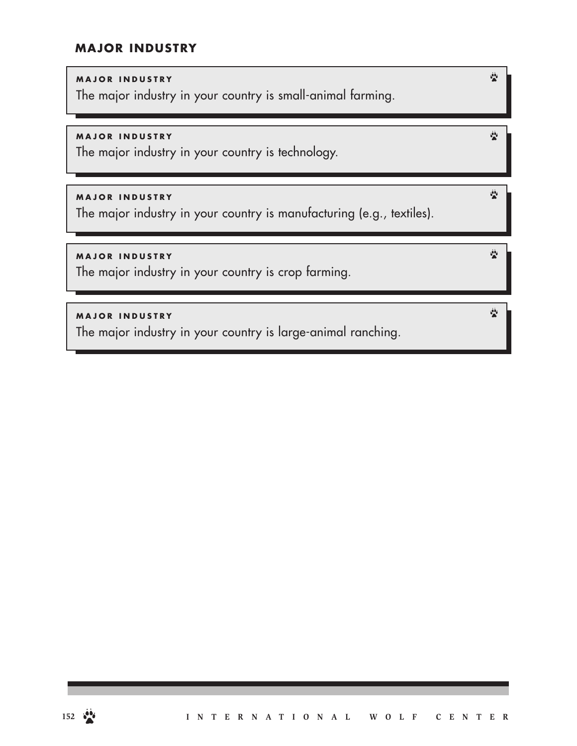## MAJOR INDUSTRY

**MAJOR INDUSTRY**

The major industry in your country is small-animal farming.

**MAJOR INDUSTRY**

The major industry in your country is technology.

**MAJOR INDUSTRY**

The major industry in your country is manufacturing (e.g., textiles).

**MAJOR INDUSTRY**

The major industry in your country is crop farming.

**MAJOR INDUSTRY**

The major industry in your country is large-animal ranching.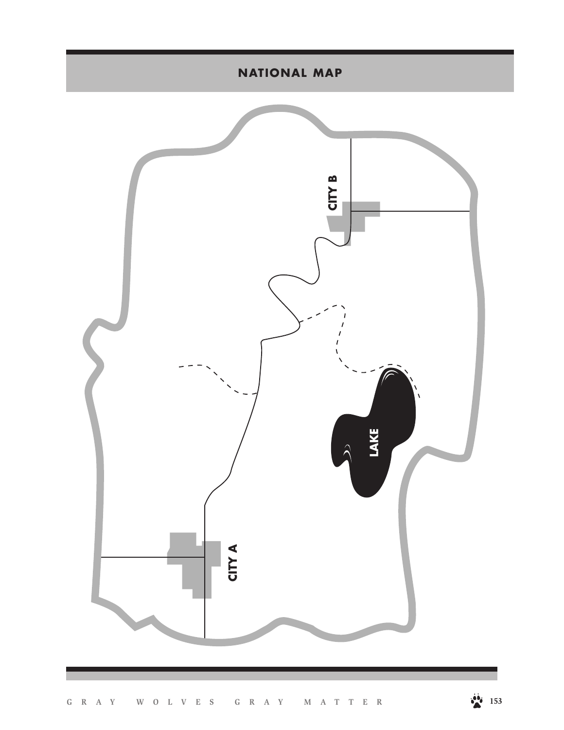## NATIONAL MAP

CITY B

LAKE

CITY A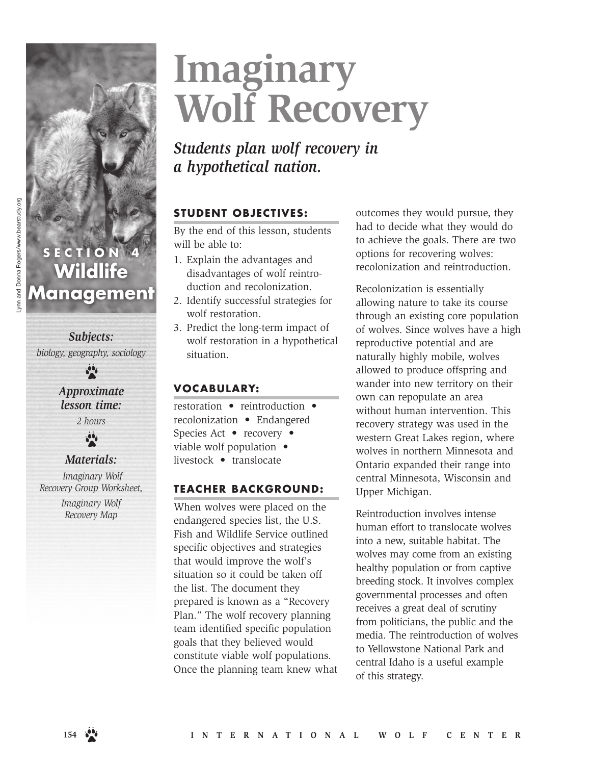# Imaginary Wolf Recovery

*Students plan wolf recovery in a hypothetical nation.*

SECTION 4
**Wildlife Management**

*Subjects:*
*biology, geography, sociology*

*Approximate lesson time:*
*2 hours*

*Materials:*
*Imaginary Wolf Recovery Group Worksheet, Imaginary Wolf Recovery Map*

## STUDENT OBJECTIVES:

By the end of this lesson, students will be able to:

1. Explain the advantages and disadvantages of wolf reintroduction and recolonization.
2. Identify successful strategies for wolf restoration.
3. Predict the long-term impact of wolf restoration in a hypothetical situation.

## VOCABULARY:

restoration • reintroduction • recolonization • Endangered Species Act • recovery • viable wolf population • livestock • translocate

## TEACHER BACKGROUND:

When wolves were placed on the endangered species list, the U.S. Fish and Wildlife Service outlined specific objectives and strategies that would improve the wolf's situation so it could be taken off the list. The document they prepared is known as a "Recovery Plan." The wolf recovery planning team identified specific population goals that they believed would constitute viable wolf populations. Once the planning team knew what outcomes they would pursue, they had to decide what they would do to achieve the goals. There are two options for recovering wolves: recolonization and reintroduction.

Recolonization is essentially allowing nature to take its course through an existing core population of wolves. Since wolves have a high reproductive potential and are naturally highly mobile, wolves allowed to produce offspring and wander into new territory on their own can repopulate an area without human intervention. This recovery strategy was used in the western Great Lakes region, where wolves in northern Minnesota and Ontario expanded their range into central Minnesota, Wisconsin and Upper Michigan.

Reintroduction involves intense human effort to translocate wolves into a new, suitable habitat. The wolves may come from an existing healthy population or from captive breeding stock. It involves complex governmental processes and often receives a great deal of scrutiny from politicians, the public and the media. The reintroduction of wolves to Yellowstone National Park and central Idaho is a useful example of this strategy.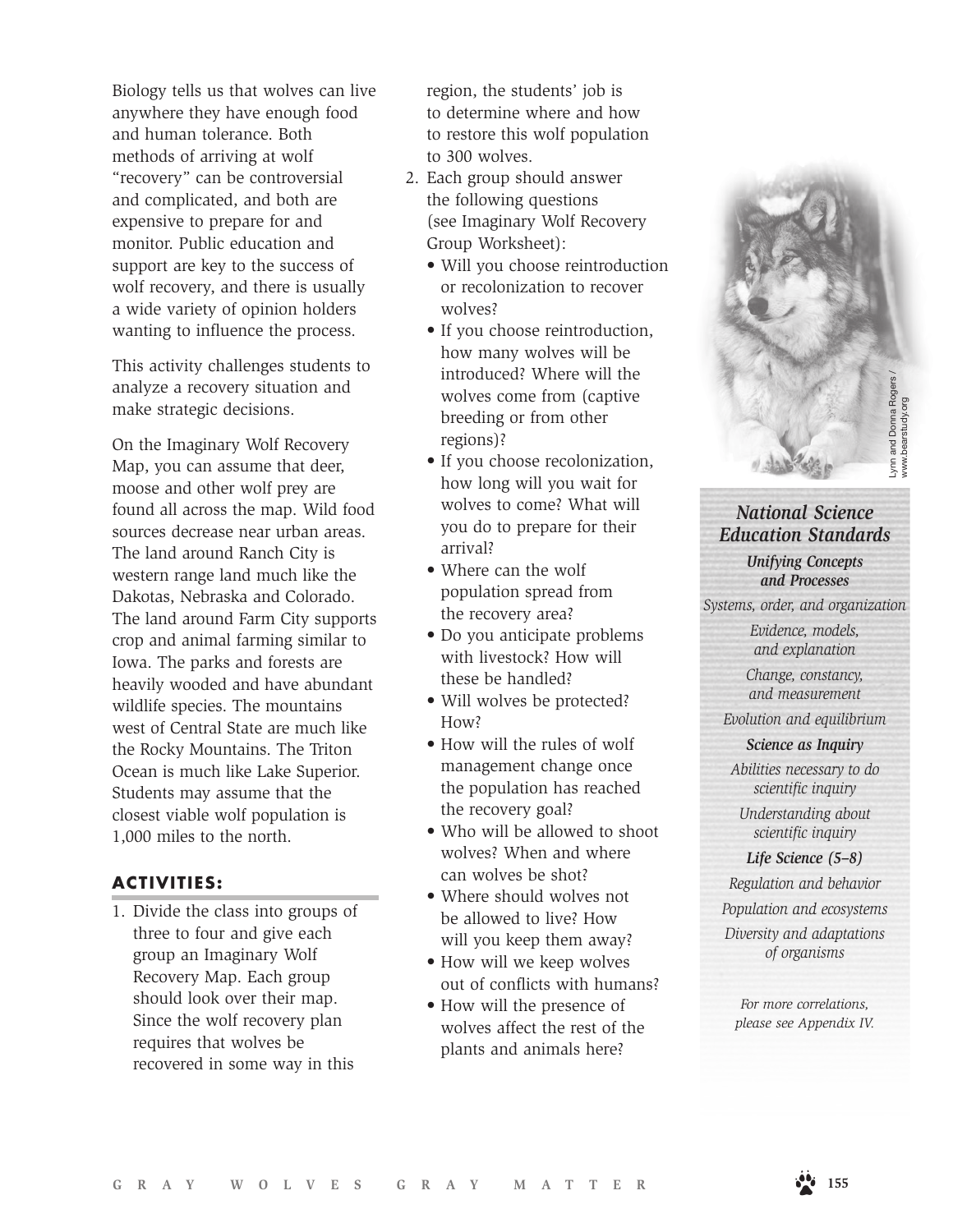Biology tells us that wolves can live anywhere they have enough food and human tolerance. Both methods of arriving at wolf "recovery" can be controversial and complicated, and both are expensive to prepare for and monitor. Public education and support are key to the success of wolf recovery, and there is usually a wide variety of opinion holders wanting to influence the process.

This activity challenges students to analyze a recovery situation and make strategic decisions.

On the Imaginary Wolf Recovery Map, you can assume that deer, moose and other wolf prey are found all across the map. Wild food sources decrease near urban areas. The land around Ranch City is western range land much like the Dakotas, Nebraska and Colorado. The land around Farm City supports crop and animal farming similar to Iowa. The parks and forests are heavily wooded and have abundant wildlife species. The mountains west of Central State are much like the Rocky Mountains. The Triton Ocean is much like Lake Superior. Students may assume that the closest viable wolf population is 1,000 miles to the north.

## ACTIVITIES:

1. Divide the class into groups of three to four and give each group an Imaginary Wolf Recovery Map. Each group should look over their map. Since the wolf recovery plan requires that wolves be recovered in some way in this region, the students' job is to determine where and how to restore this wolf population to 300 wolves.
2. Each group should answer the following questions (see Imaginary Wolf Recovery Group Worksheet):
   - Will you choose reintroduction or recolonization to recover wolves?
   - If you choose reintroduction, how many wolves will be introduced? Where will the wolves come from (captive breeding or from other regions)?
   - If you choose recolonization, how long will you wait for wolves to come? What will you do to prepare for their arrival?
   - Where can the wolf population spread from the recovery area?
   - Do you anticipate problems with livestock? How will these be handled?
   - Will wolves be protected? How?
   - How will the rules of wolf management change once the population has reached the recovery goal?
   - Who will be allowed to shoot wolves? When and where can wolves be shot?
   - Where should wolves not be allowed to live? How will you keep them away?
   - How will we keep wolves out of conflicts with humans?
   - How will the presence of wolves affect the rest of the plants and animals here?

Lynn and Donna Rogers / www.bearstudy.org

### *National Science Education Standards*

***Unifying Concepts and Processes***

*Systems, order, and organization*

*Evidence, models, and explanation*

*Change, constancy, and measurement*

*Evolution and equilibrium*

***Science as Inquiry***

*Abilities necessary to do scientific inquiry*

*Understanding about scientific inquiry*

***Life Science (5–8)***

*Regulation and behavior*

*Population and ecosystems*

*Diversity and adaptations of organisms*

*For more correlations, please see Appendix IV.*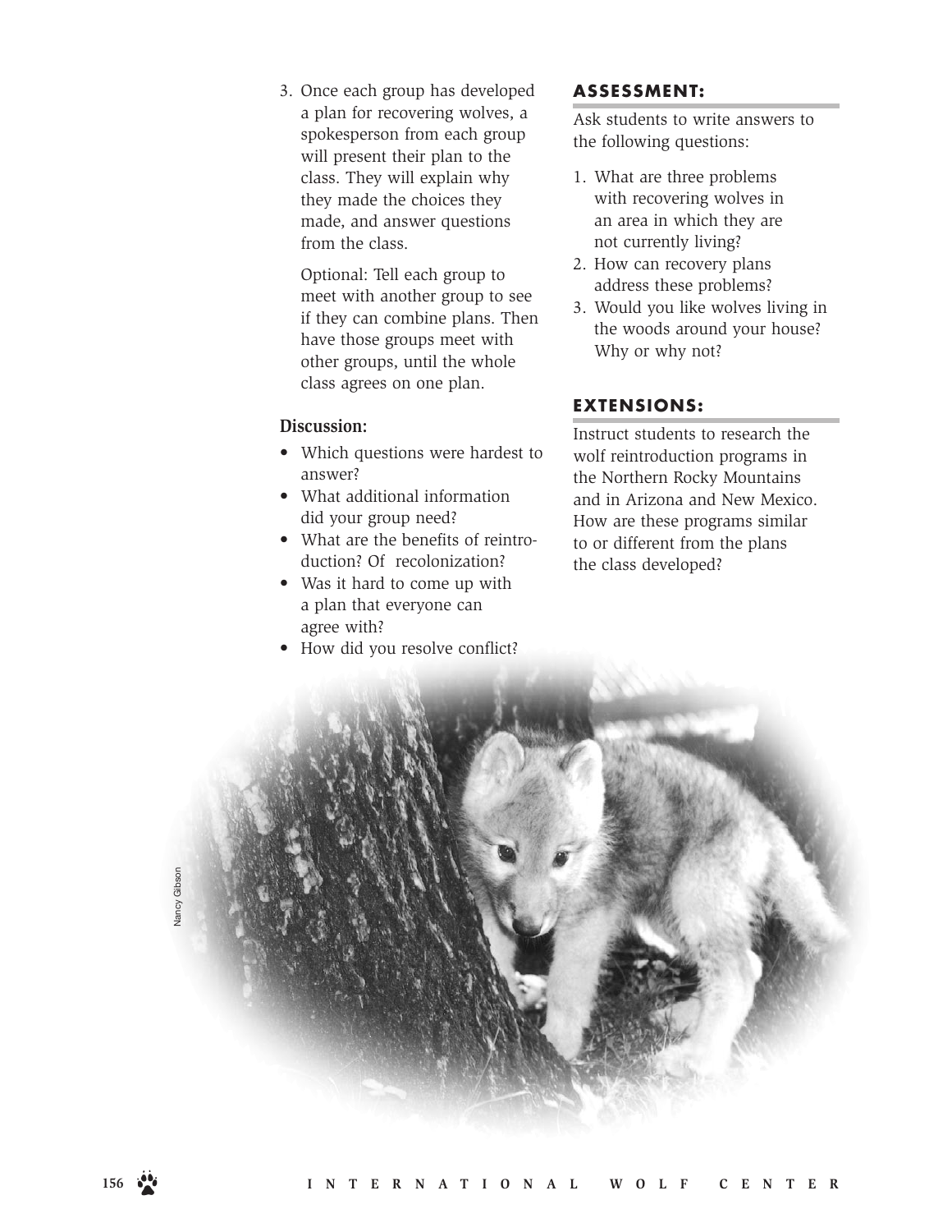3. Once each group has developed a plan for recovering wolves, a spokesperson from each group will present their plan to the class. They will explain why they made the choices they made, and answer questions from the class.

   Optional: Tell each group to meet with another group to see if they can combine plans. Then have those groups meet with other groups, until the whole class agrees on one plan.

**Discussion:**

- Which questions were hardest to answer?
- What additional information did your group need?
- What are the benefits of reintroduction? Of recolonization?
- Was it hard to come up with a plan that everyone can agree with?
- How did you resolve conflict?

## ASSESSMENT:

Ask students to write answers to the following questions:

1. What are three problems with recovering wolves in an area in which they are not currently living?
2. How can recovery plans address these problems?
3. Would you like wolves living in the woods around your house? Why or why not?

## EXTENSIONS:

Instruct students to research the wolf reintroduction programs in the Northern Rocky Mountains and in Arizona and New Mexico. How are these programs similar to or different from the plans the class developed?

Nancy Gibson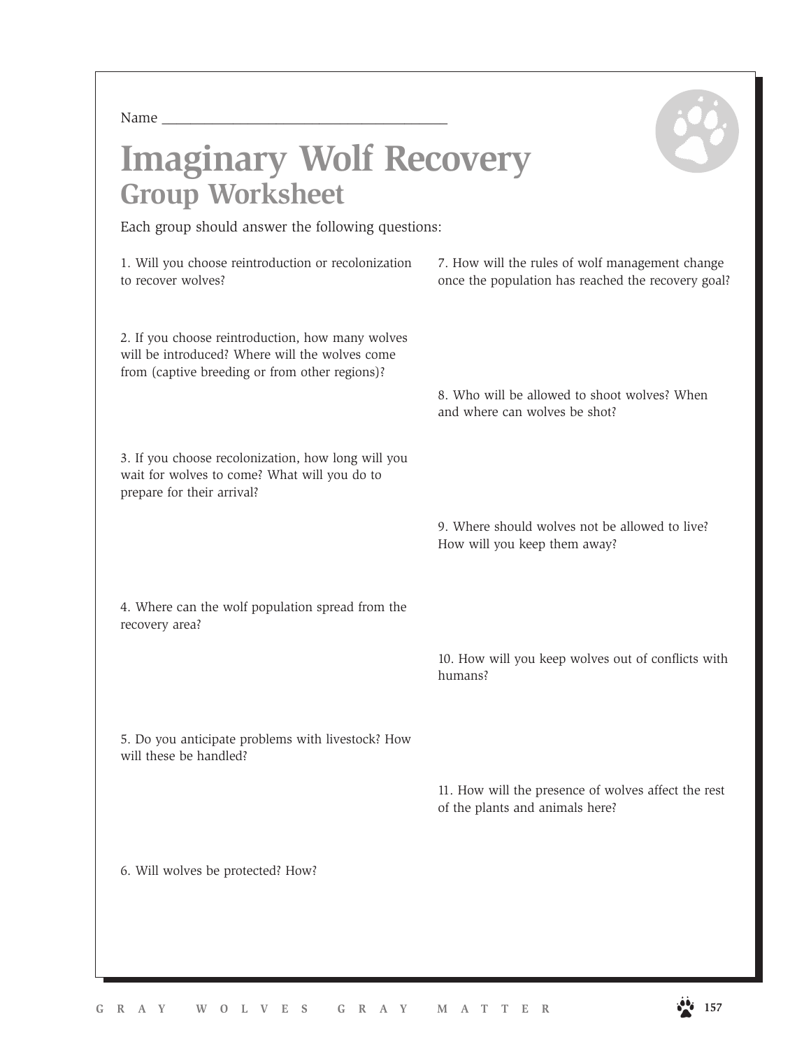Name ______________________________________

# Imaginary Wolf Recovery

## Group Worksheet

Each group should answer the following questions:

1. Will you choose reintroduction or recolonization to recover wolves?

2. If you choose reintroduction, how many wolves will be introduced? Where will the wolves come from (captive breeding or from other regions)?

3. If you choose recolonization, how long will you wait for wolves to come? What will you do to prepare for their arrival?

4. Where can the wolf population spread from the recovery area?

5. Do you anticipate problems with livestock? How will these be handled?

6. Will wolves be protected? How?

7. How will the rules of wolf management change once the population has reached the recovery goal?

8. Who will be allowed to shoot wolves? When and where can wolves be shot?

9. Where should wolves not be allowed to live? How will you keep them away?

10. How will you keep wolves out of conflicts with humans?

11. How will the presence of wolves affect the rest of the plants and animals here?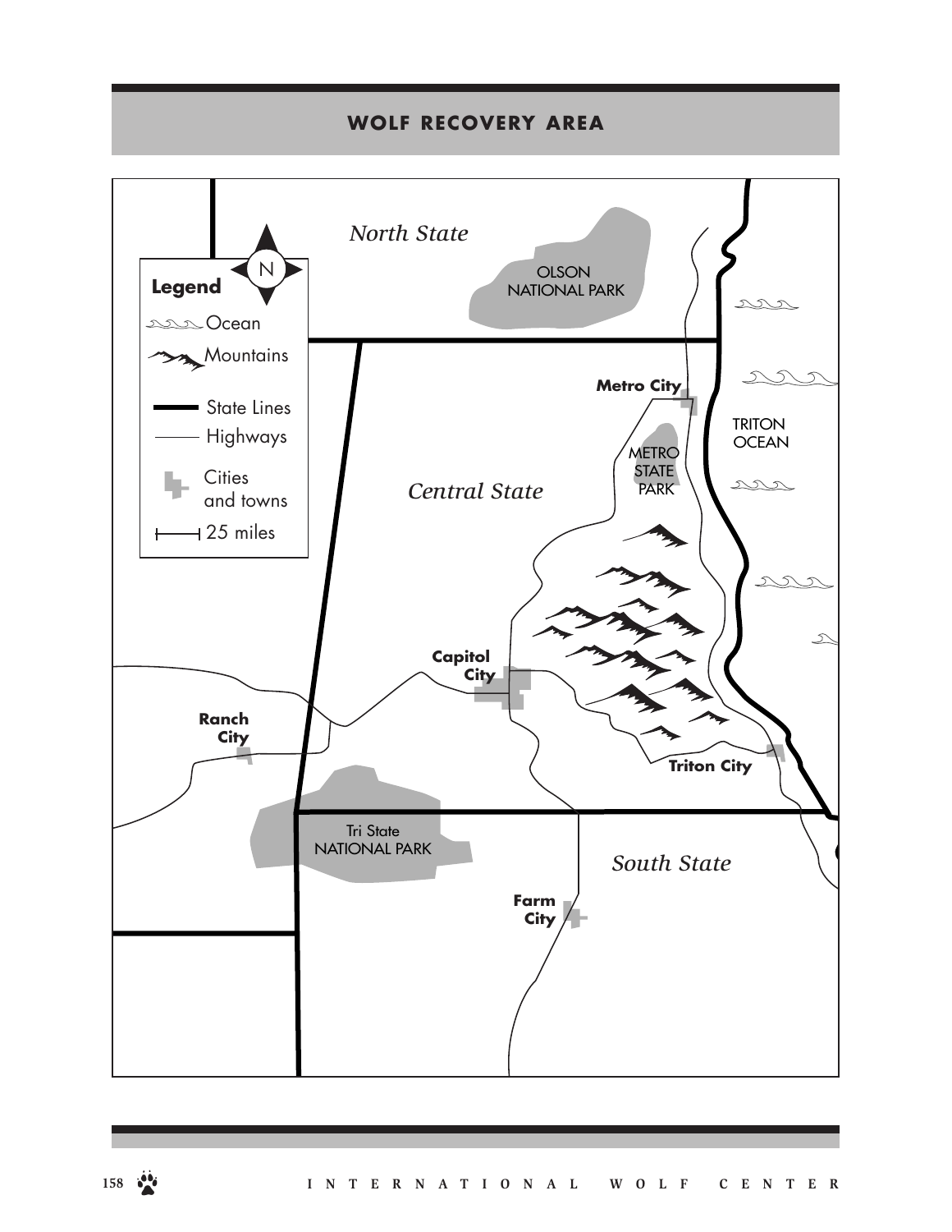# WOLF RECOVERY AREA

North State

OLSON NATIONAL PARK

Legend

Ocean

Mountains

State Lines

Highways

Cities and towns

25 miles

N

Metro City

TRITON OCEAN

METRO STATE PARK

Central State

Capitol City

Ranch City

Triton City

Tri State NATIONAL PARK

South State

Farm City